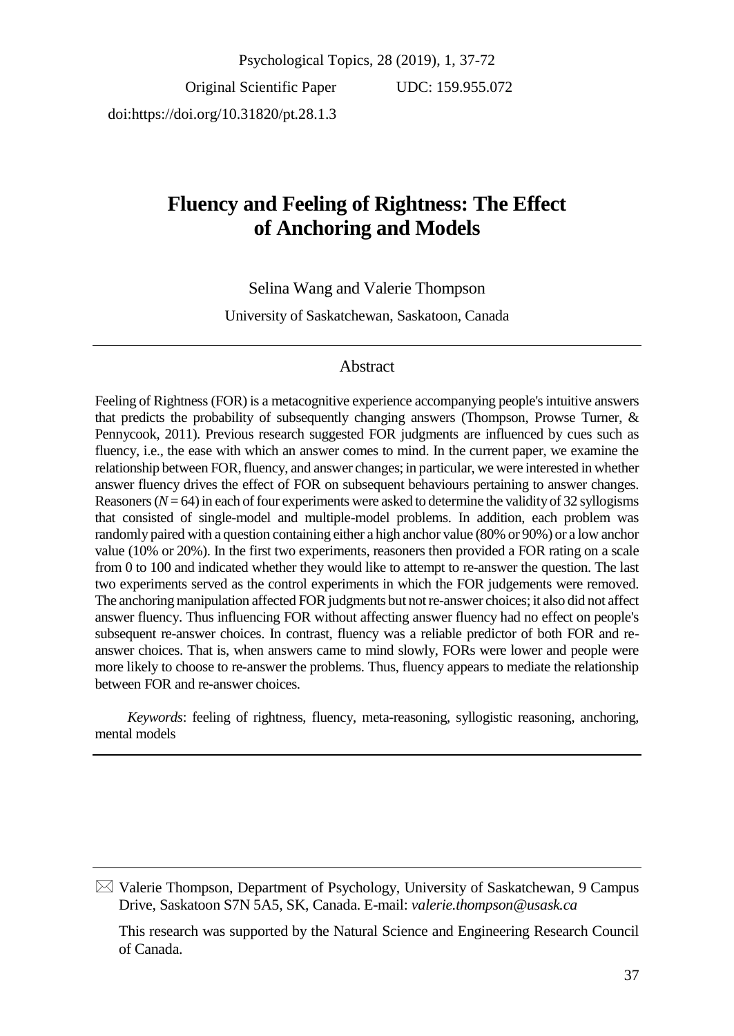Original Scientific Paper UDC: 159.955.072

doi:https://doi.org/10.31820/pt.28.1.3

# Fluency and Feeling of Rightness: The Effect of Anchoring and Models

Selina Wang and Valerie Thompson

University of Saskatchewan, Saskatoon, Canada

## Abstract

Feeling of Rightness (FOR) is a metacognitive experience accompanying people's intuitive answers that predicts the probability of subsequently changing answers (Thompson, Prowse Turner, & Pennycook, 2011). Previous research suggested FOR judgments are influenced by cues such as fluency, i.e., the ease with which an answer comes to mind. In the current paper, we examine the relationship between FOR, fluency, and answer changes; in particular, we were interested in whether answer fluency drives the effect of FOR on subsequent behaviours pertaining to answer changes. Reasoners ($N = 64$) in each of four experiments were asked to determine the validity of 32 syllogisms that consisted of single-model and multiple-model problems. In addition, each problem was randomly paired with a question containing either a high anchor value (80% or 90%) or a low anchor value (10% or 20%). In the first two experiments, reasoners then provided a FOR rating on a scale from 0 to 100 and indicated whether they would like to attempt to re-answer the question. The last two experiments served as the control experiments in which the FOR judgements were removed. The anchoring manipulation affected FOR judgments but not re-answer choices; it also did not affect answer fluency. Thus influencing FOR without affecting answer fluency had no effect on people's subsequent re-answer choices. In contrast, fluency was a reliable predictor of both FOR and re-answer choices. That is, when answers came to mind slowly, FORs were lower and people were more likely to choose to re-answer the problems. Thus, fluency appears to mediate the relationship between FOR and re-answer choices.

*Keywords*: feeling of rightness, fluency, meta-reasoning, syllogistic reasoning, anchoring, mental models

---

✉ Valerie Thompson, Department of Psychology, University of Saskatchewan, 9 Campus Drive, Saskatoon S7N 5A5, SK, Canada. E-mail: *valerie.thompson@usask.ca*

This research was supported by the Natural Science and Engineering Research Council of Canada.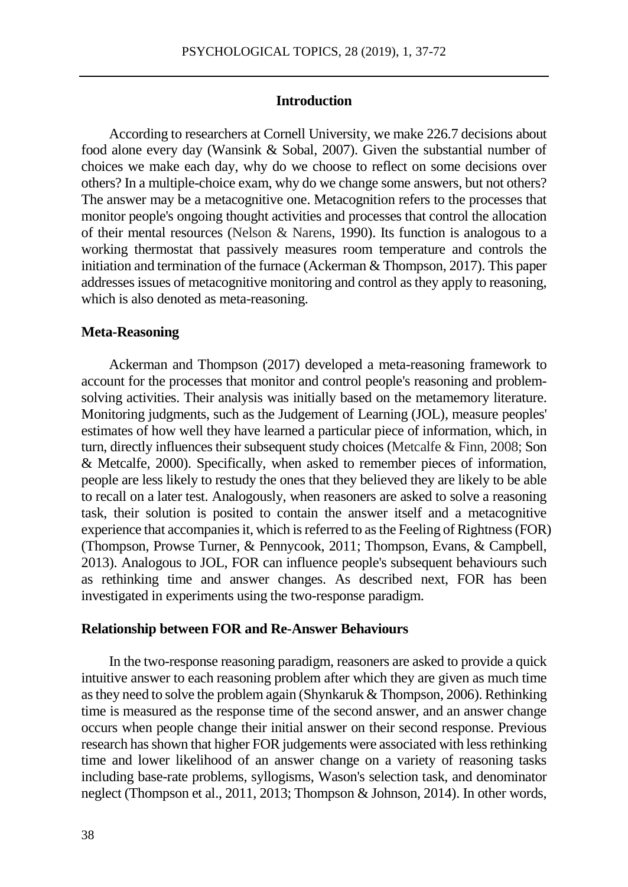## Introduction

According to researchers at Cornell University, we make 226.7 decisions about food alone every day (Wansink & Sobal, 2007). Given the substantial number of choices we make each day, why do we choose to reflect on some decisions over others? In a multiple-choice exam, why do we change some answers, but not others? The answer may be a metacognitive one. Metacognition refers to the processes that monitor people's ongoing thought activities and processes that control the allocation of their mental resources (Nelson & Narens, 1990). Its function is analogous to a working thermostat that passively measures room temperature and controls the initiation and termination of the furnace (Ackerman & Thompson, 2017). This paper addresses issues of metacognitive monitoring and control as they apply to reasoning, which is also denoted as meta-reasoning.

### Meta-Reasoning

Ackerman and Thompson (2017) developed a meta-reasoning framework to account for the processes that monitor and control people's reasoning and problem-solving activities. Their analysis was initially based on the metamemory literature. Monitoring judgments, such as the Judgement of Learning (JOL), measure peoples' estimates of how well they have learned a particular piece of information, which, in turn, directly influences their subsequent study choices (Metcalfe & Finn, 2008; Son & Metcalfe, 2000). Specifically, when asked to remember pieces of information, people are less likely to restudy the ones that they believed they are likely to be able to recall on a later test. Analogously, when reasoners are asked to solve a reasoning task, their solution is posited to contain the answer itself and a metacognitive experience that accompanies it, which is referred to as the Feeling of Rightness (FOR) (Thompson, Prowse Turner, & Pennycook, 2011; Thompson, Evans, & Campbell, 2013). Analogous to JOL, FOR can influence people's subsequent behaviours such as rethinking time and answer changes. As described next, FOR has been investigated in experiments using the two-response paradigm.

### Relationship between FOR and Re-Answer Behaviours

In the two-response reasoning paradigm, reasoners are asked to provide a quick intuitive answer to each reasoning problem after which they are given as much time as they need to solve the problem again (Shynkaruk & Thompson, 2006). Rethinking time is measured as the response time of the second answer, and an answer change occurs when people change their initial answer on their second response. Previous research has shown that higher FOR judgements were associated with less rethinking time and lower likelihood of an answer change on a variety of reasoning tasks including base-rate problems, syllogisms, Wason's selection task, and denominator neglect (Thompson et al., 2011, 2013; Thompson & Johnson, 2014). In other words,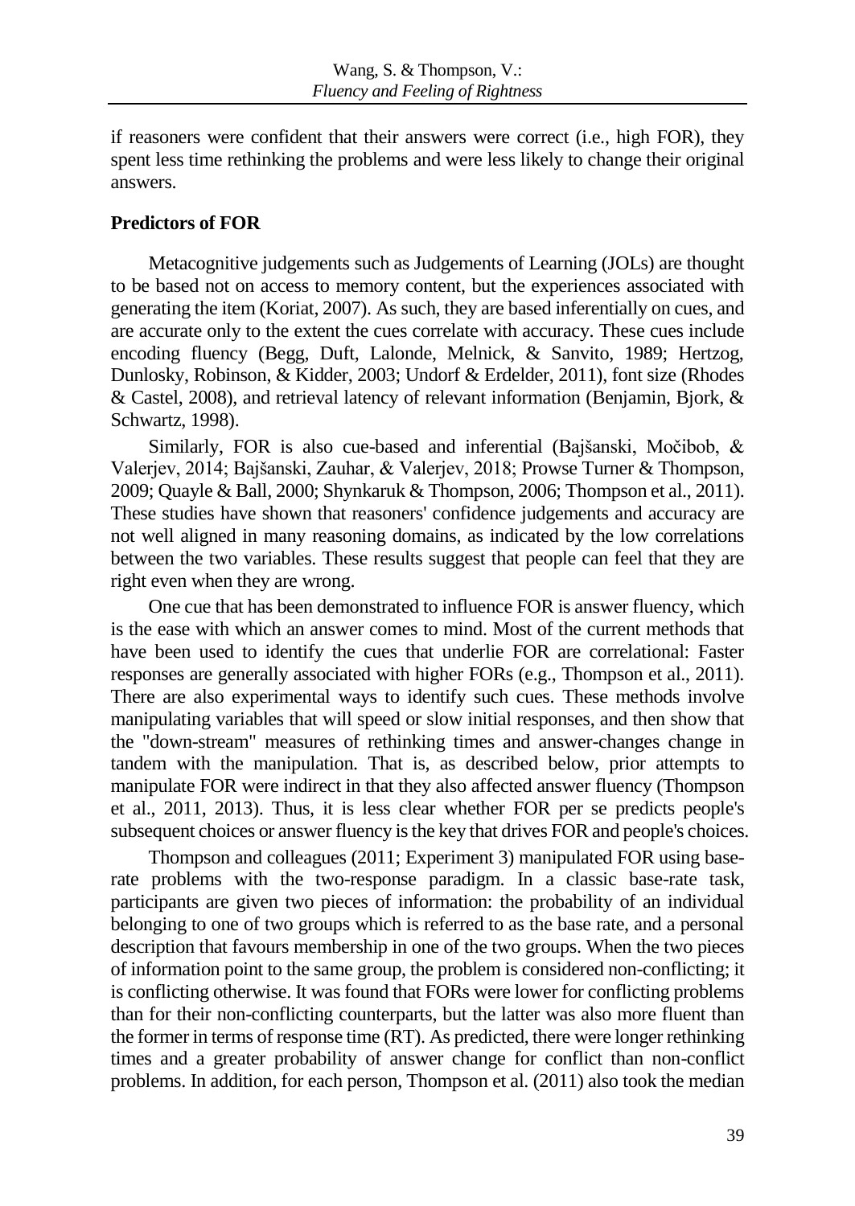if reasoners were confident that their answers were correct (i.e., high FOR), they spent less time rethinking the problems and were less likely to change their original answers.

## Predictors of FOR

Metacognitive judgements such as Judgements of Learning (JOLs) are thought to be based not on access to memory content, but the experiences associated with generating the item (Koriat, 2007). As such, they are based inferentially on cues, and are accurate only to the extent the cues correlate with accuracy. These cues include encoding fluency (Begg, Duft, Lalonde, Melnick, & Sanvito, 1989; Hertzog, Dunlosky, Robinson, & Kidder, 2003; Undorf & Erdelder, 2011), font size (Rhodes & Castel, 2008), and retrieval latency of relevant information (Benjamin, Bjork, & Schwartz, 1998).

Similarly, FOR is also cue-based and inferential (Bajšanski, Močibob, & Valerjev, 2014; Bajšanski, Zauhar, & Valerjev, 2018; Prowse Turner & Thompson, 2009; Quayle & Ball, 2000; Shynkaruk & Thompson, 2006; Thompson et al., 2011). These studies have shown that reasoners' confidence judgements and accuracy are not well aligned in many reasoning domains, as indicated by the low correlations between the two variables. These results suggest that people can feel that they are right even when they are wrong.

One cue that has been demonstrated to influence FOR is answer fluency, which is the ease with which an answer comes to mind. Most of the current methods that have been used to identify the cues that underlie FOR are correlational: Faster responses are generally associated with higher FORs (e.g., Thompson et al., 2011). There are also experimental ways to identify such cues. These methods involve manipulating variables that will speed or slow initial responses, and then show that the "down-stream" measures of rethinking times and answer-changes change in tandem with the manipulation. That is, as described below, prior attempts to manipulate FOR were indirect in that they also affected answer fluency (Thompson et al., 2011, 2013). Thus, it is less clear whether FOR per se predicts people's subsequent choices or answer fluency is the key that drives FOR and people's choices.

Thompson and colleagues (2011; Experiment 3) manipulated FOR using base-rate problems with the two-response paradigm. In a classic base-rate task, participants are given two pieces of information: the probability of an individual belonging to one of two groups which is referred to as the base rate, and a personal description that favours membership in one of the two groups. When the two pieces of information point to the same group, the problem is considered non-conflicting; it is conflicting otherwise. It was found that FORs were lower for conflicting problems than for their non-conflicting counterparts, but the latter was also more fluent than the former in terms of response time (RT). As predicted, there were longer rethinking times and a greater probability of answer change for conflict than non-conflict problems. In addition, for each person, Thompson et al. (2011) also took the median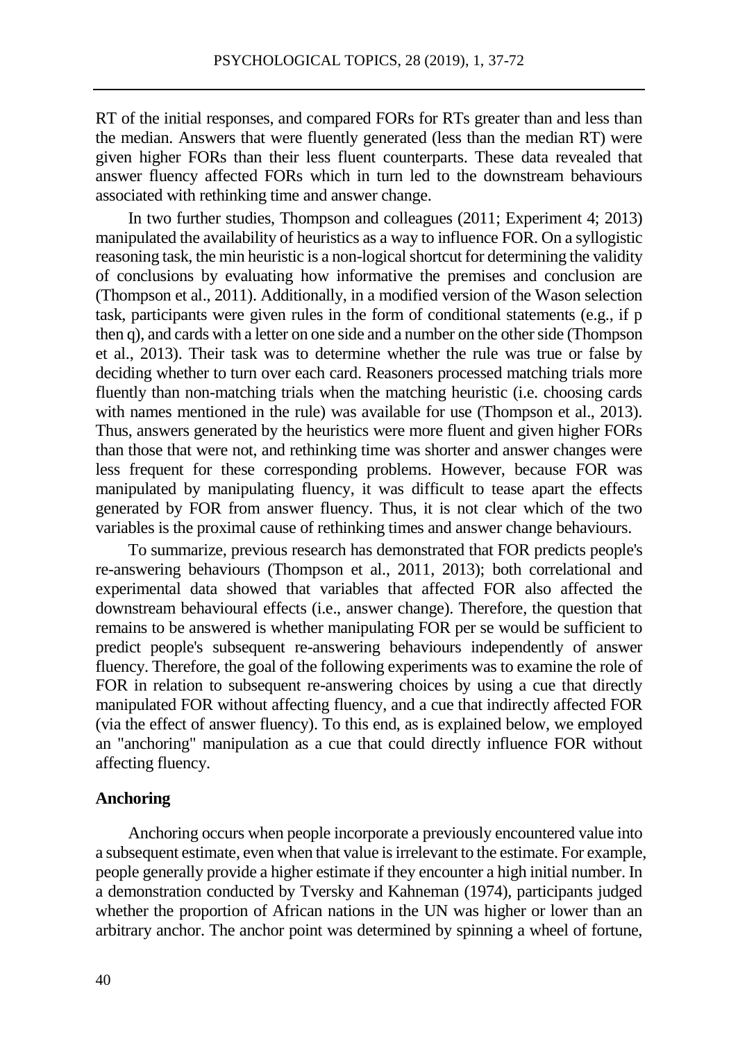RT of the initial responses, and compared FORs for RTs greater than and less than the median. Answers that were fluently generated (less than the median RT) were given higher FORs than their less fluent counterparts. These data revealed that answer fluency affected FORs which in turn led to the downstream behaviours associated with rethinking time and answer change.

In two further studies, Thompson and colleagues (2011; Experiment 4; 2013) manipulated the availability of heuristics as a way to influence FOR. On a syllogistic reasoning task, the min heuristic is a non-logical shortcut for determining the validity of conclusions by evaluating how informative the premises and conclusion are (Thompson et al., 2011). Additionally, in a modified version of the Wason selection task, participants were given rules in the form of conditional statements (e.g., if p then q), and cards with a letter on one side and a number on the other side (Thompson et al., 2013). Their task was to determine whether the rule was true or false by deciding whether to turn over each card. Reasoners processed matching trials more fluently than non-matching trials when the matching heuristic (i.e. choosing cards with names mentioned in the rule) was available for use (Thompson et al., 2013). Thus, answers generated by the heuristics were more fluent and given higher FORs than those that were not, and rethinking time was shorter and answer changes were less frequent for these corresponding problems. However, because FOR was manipulated by manipulating fluency, it was difficult to tease apart the effects generated by FOR from answer fluency. Thus, it is not clear which of the two variables is the proximal cause of rethinking times and answer change behaviours.

To summarize, previous research has demonstrated that FOR predicts people's re-answering behaviours (Thompson et al., 2011, 2013); both correlational and experimental data showed that variables that affected FOR also affected the downstream behavioural effects (i.e., answer change). Therefore, the question that remains to be answered is whether manipulating FOR per se would be sufficient to predict people's subsequent re-answering behaviours independently of answer fluency. Therefore, the goal of the following experiments was to examine the role of FOR in relation to subsequent re-answering choices by using a cue that directly manipulated FOR without affecting fluency, and a cue that indirectly affected FOR (via the effect of answer fluency). To this end, as is explained below, we employed an "anchoring" manipulation as a cue that could directly influence FOR without affecting fluency.

## Anchoring

Anchoring occurs when people incorporate a previously encountered value into a subsequent estimate, even when that value is irrelevant to the estimate. For example, people generally provide a higher estimate if they encounter a high initial number. In a demonstration conducted by Tversky and Kahneman (1974), participants judged whether the proportion of African nations in the UN was higher or lower than an arbitrary anchor. The anchor point was determined by spinning a wheel of fortune,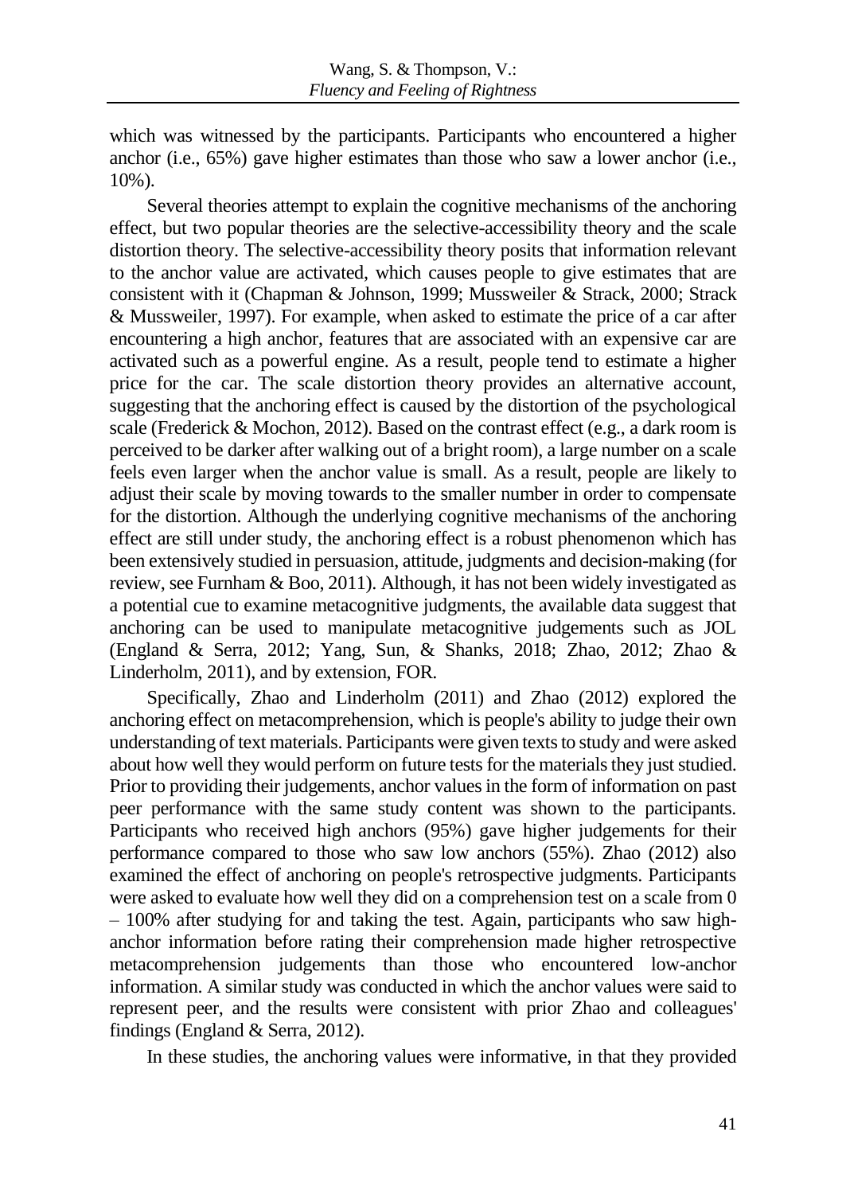which was witnessed by the participants. Participants who encountered a higher anchor (i.e., 65%) gave higher estimates than those who saw a lower anchor (i.e., 10%).

Several theories attempt to explain the cognitive mechanisms of the anchoring effect, but two popular theories are the selective-accessibility theory and the scale distortion theory. The selective-accessibility theory posits that information relevant to the anchor value are activated, which causes people to give estimates that are consistent with it (Chapman & Johnson, 1999; Mussweiler & Strack, 2000; Strack & Mussweiler, 1997). For example, when asked to estimate the price of a car after encountering a high anchor, features that are associated with an expensive car are activated such as a powerful engine. As a result, people tend to estimate a higher price for the car. The scale distortion theory provides an alternative account, suggesting that the anchoring effect is caused by the distortion of the psychological scale (Frederick & Mochon, 2012). Based on the contrast effect (e.g., a dark room is perceived to be darker after walking out of a bright room), a large number on a scale feels even larger when the anchor value is small. As a result, people are likely to adjust their scale by moving towards to the smaller number in order to compensate for the distortion. Although the underlying cognitive mechanisms of the anchoring effect are still under study, the anchoring effect is a robust phenomenon which has been extensively studied in persuasion, attitude, judgments and decision-making (for review, see Furnham & Boo, 2011). Although, it has not been widely investigated as a potential cue to examine metacognitive judgments, the available data suggest that anchoring can be used to manipulate metacognitive judgements such as JOL (England & Serra, 2012; Yang, Sun, & Shanks, 2018; Zhao, 2012; Zhao & Linderholm, 2011), and by extension, FOR.

Specifically, Zhao and Linderholm (2011) and Zhao (2012) explored the anchoring effect on metacomprehension, which is people's ability to judge their own understanding of text materials. Participants were given texts to study and were asked about how well they would perform on future tests for the materials they just studied. Prior to providing their judgements, anchor values in the form of information on past peer performance with the same study content was shown to the participants. Participants who received high anchors (95%) gave higher judgements for their performance compared to those who saw low anchors (55%). Zhao (2012) also examined the effect of anchoring on people's retrospective judgments. Participants were asked to evaluate how well they did on a comprehension test on a scale from 0 – 100% after studying for and taking the test. Again, participants who saw high-anchor information before rating their comprehension made higher retrospective metacomprehension judgements than those who encountered low-anchor information. A similar study was conducted in which the anchor values were said to represent peer, and the results were consistent with prior Zhao and colleagues' findings (England & Serra, 2012).

In these studies, the anchoring values were informative, in that they provided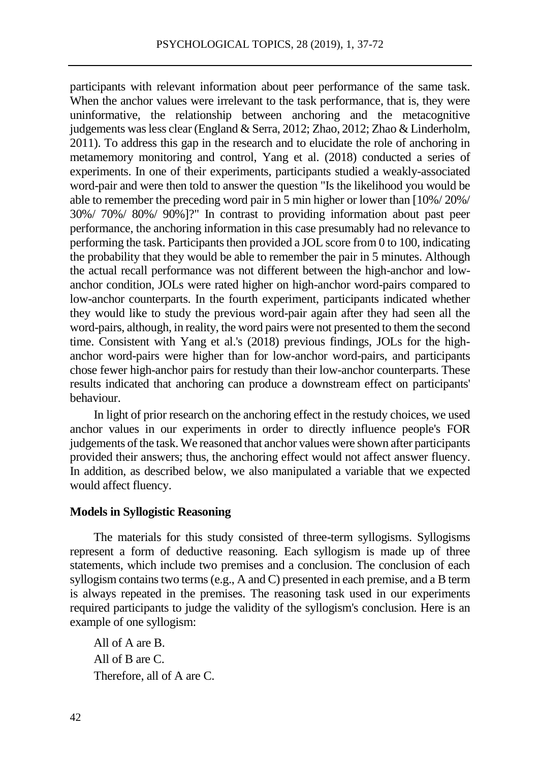participants with relevant information about peer performance of the same task. When the anchor values were irrelevant to the task performance, that is, they were uninformative, the relationship between anchoring and the metacognitive judgements was less clear (England & Serra, 2012; Zhao, 2012; Zhao & Linderholm, 2011). To address this gap in the research and to elucidate the role of anchoring in metamemory monitoring and control, Yang et al. (2018) conducted a series of experiments. In one of their experiments, participants studied a weakly-associated word-pair and were then told to answer the question "Is the likelihood you would be able to remember the preceding word pair in 5 min higher or lower than [10%/ 20%/ 30%/ 70%/ 80%/ 90%]?" In contrast to providing information about past peer performance, the anchoring information in this case presumably had no relevance to performing the task. Participants then provided a JOL score from 0 to 100, indicating the probability that they would be able to remember the pair in 5 minutes. Although the actual recall performance was not different between the high-anchor and low-anchor condition, JOLs were rated higher on high-anchor word-pairs compared to low-anchor counterparts. In the fourth experiment, participants indicated whether they would like to study the previous word-pair again after they had seen all the word-pairs, although, in reality, the word pairs were not presented to them the second time. Consistent with Yang et al.'s (2018) previous findings, JOLs for the high-anchor word-pairs were higher than for low-anchor word-pairs, and participants chose fewer high-anchor pairs for restudy than their low-anchor counterparts. These results indicated that anchoring can produce a downstream effect on participants' behaviour.

In light of prior research on the anchoring effect in the restudy choices, we used anchor values in our experiments in order to directly influence people's FOR judgements of the task. We reasoned that anchor values were shown after participants provided their answers; thus, the anchoring effect would not affect answer fluency. In addition, as described below, we also manipulated a variable that we expected would affect fluency.

### Models in Syllogistic Reasoning

The materials for this study consisted of three-term syllogisms. Syllogisms represent a form of deductive reasoning. Each syllogism is made up of three statements, which include two premises and a conclusion. The conclusion of each syllogism contains two terms (e.g., A and C) presented in each premise, and a B term is always repeated in the premises. The reasoning task used in our experiments required participants to judge the validity of the syllogism's conclusion. Here is an example of one syllogism:

All of A are B.
All of B are C.
Therefore, all of A are C.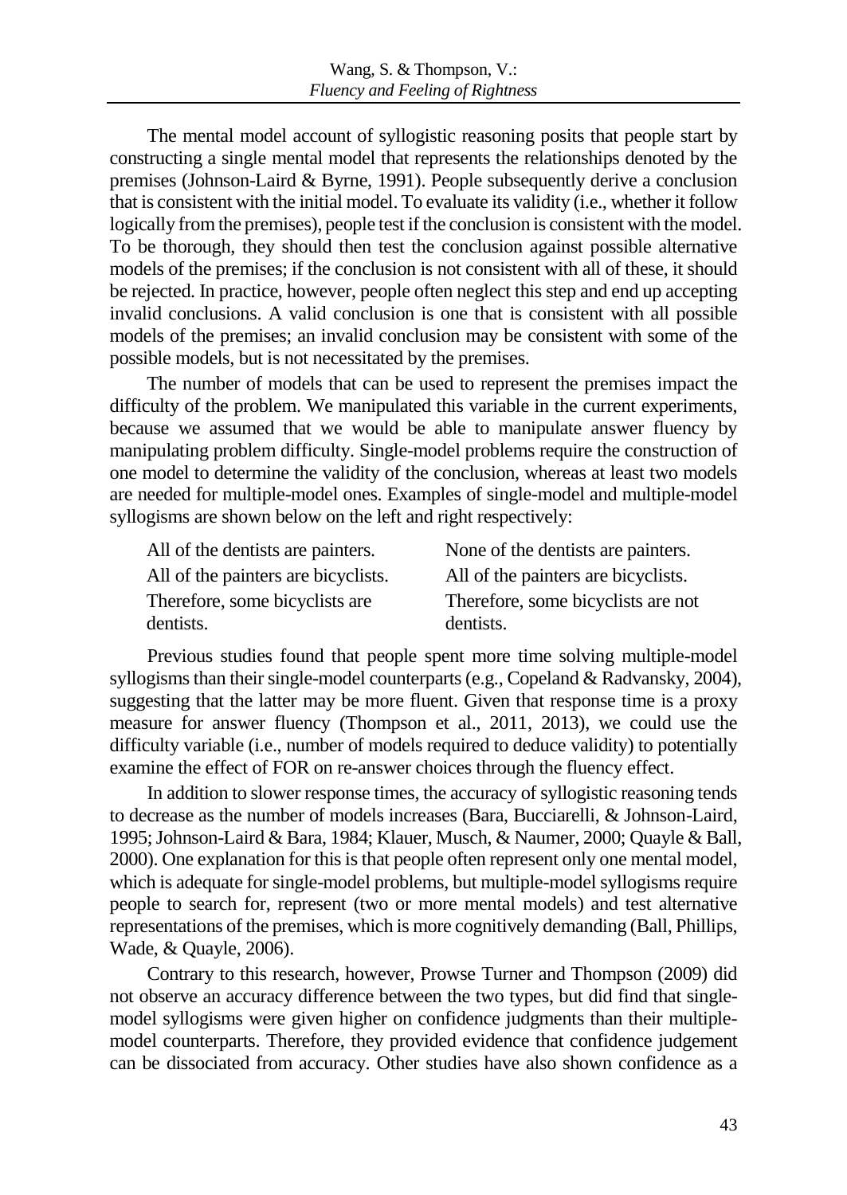The mental model account of syllogistic reasoning posits that people start by constructing a single mental model that represents the relationships denoted by the premises (Johnson-Laird & Byrne, 1991). People subsequently derive a conclusion that is consistent with the initial model. To evaluate its validity (i.e., whether it follow logically from the premises), people test if the conclusion is consistent with the model. To be thorough, they should then test the conclusion against possible alternative models of the premises; if the conclusion is not consistent with all of these, it should be rejected. In practice, however, people often neglect this step and end up accepting invalid conclusions. A valid conclusion is one that is consistent with all possible models of the premises; an invalid conclusion may be consistent with some of the possible models, but is not necessitated by the premises.

The number of models that can be used to represent the premises impact the difficulty of the problem. We manipulated this variable in the current experiments, because we assumed that we would be able to manipulate answer fluency by manipulating problem difficulty. Single-model problems require the construction of one model to determine the validity of the conclusion, whereas at least two models are needed for multiple-model ones. Examples of single-model and multiple-model syllogisms are shown below on the left and right respectively:

| | |
|---|---|
| All of the dentists are painters. | None of the dentists are painters. |
| All of the painters are bicyclists. | All of the painters are bicyclists. |
| Therefore, some bicyclists are dentists. | Therefore, some bicyclists are not dentists. |

Previous studies found that people spent more time solving multiple-model syllogisms than their single-model counterparts (e.g., Copeland & Radvansky, 2004), suggesting that the latter may be more fluent. Given that response time is a proxy measure for answer fluency (Thompson et al., 2011, 2013), we could use the difficulty variable (i.e., number of models required to deduce validity) to potentially examine the effect of FOR on re-answer choices through the fluency effect.

In addition to slower response times, the accuracy of syllogistic reasoning tends to decrease as the number of models increases (Bara, Bucciarelli, & Johnson-Laird, 1995; Johnson-Laird & Bara, 1984; Klauer, Musch, & Naumer, 2000; Quayle & Ball, 2000). One explanation for this is that people often represent only one mental model, which is adequate for single-model problems, but multiple-model syllogisms require people to search for, represent (two or more mental models) and test alternative representations of the premises, which is more cognitively demanding (Ball, Phillips, Wade, & Quayle, 2006).

Contrary to this research, however, Prowse Turner and Thompson (2009) did not observe an accuracy difference between the two types, but did find that single-model syllogisms were given higher on confidence judgments than their multiple-model counterparts. Therefore, they provided evidence that confidence judgement can be dissociated from accuracy. Other studies have also shown confidence as a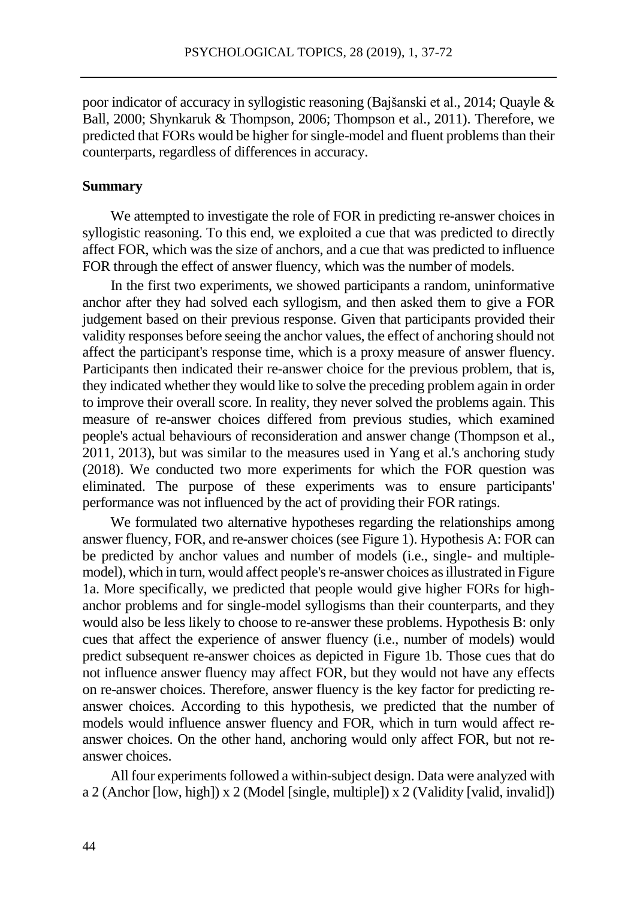poor indicator of accuracy in syllogistic reasoning (Bajšanski et al., 2014; Quayle & Ball, 2000; Shynkaruk & Thompson, 2006; Thompson et al., 2011). Therefore, we predicted that FORs would be higher for single-model and fluent problems than their counterparts, regardless of differences in accuracy.

**Summary**

We attempted to investigate the role of FOR in predicting re-answer choices in syllogistic reasoning. To this end, we exploited a cue that was predicted to directly affect FOR, which was the size of anchors, and a cue that was predicted to influence FOR through the effect of answer fluency, which was the number of models.

In the first two experiments, we showed participants a random, uninformative anchor after they had solved each syllogism, and then asked them to give a FOR judgement based on their previous response. Given that participants provided their validity responses before seeing the anchor values, the effect of anchoring should not affect the participant's response time, which is a proxy measure of answer fluency. Participants then indicated their re-answer choice for the previous problem, that is, they indicated whether they would like to solve the preceding problem again in order to improve their overall score. In reality, they never solved the problems again. This measure of re-answer choices differed from previous studies, which examined people's actual behaviours of reconsideration and answer change (Thompson et al., 2011, 2013), but was similar to the measures used in Yang et al.'s anchoring study (2018). We conducted two more experiments for which the FOR question was eliminated. The purpose of these experiments was to ensure participants' performance was not influenced by the act of providing their FOR ratings.

We formulated two alternative hypotheses regarding the relationships among answer fluency, FOR, and re-answer choices (see Figure 1). Hypothesis A: FOR can be predicted by anchor values and number of models (i.e., single- and multiple-model), which in turn, would affect people's re-answer choices as illustrated in Figure 1a. More specifically, we predicted that people would give higher FORs for high-anchor problems and for single-model syllogisms than their counterparts, and they would also be less likely to choose to re-answer these problems. Hypothesis B: only cues that affect the experience of answer fluency (i.e., number of models) would predict subsequent re-answer choices as depicted in Figure 1b. Those cues that do not influence answer fluency may affect FOR, but they would not have any effects on re-answer choices. Therefore, answer fluency is the key factor for predicting re-answer choices. According to this hypothesis, we predicted that the number of models would influence answer fluency and FOR, which in turn would affect re-answer choices. On the other hand, anchoring would only affect FOR, but not re-answer choices.

All four experiments followed a within-subject design. Data were analyzed with a 2 (Anchor [low, high]) x 2 (Model [single, multiple]) x 2 (Validity [valid, invalid])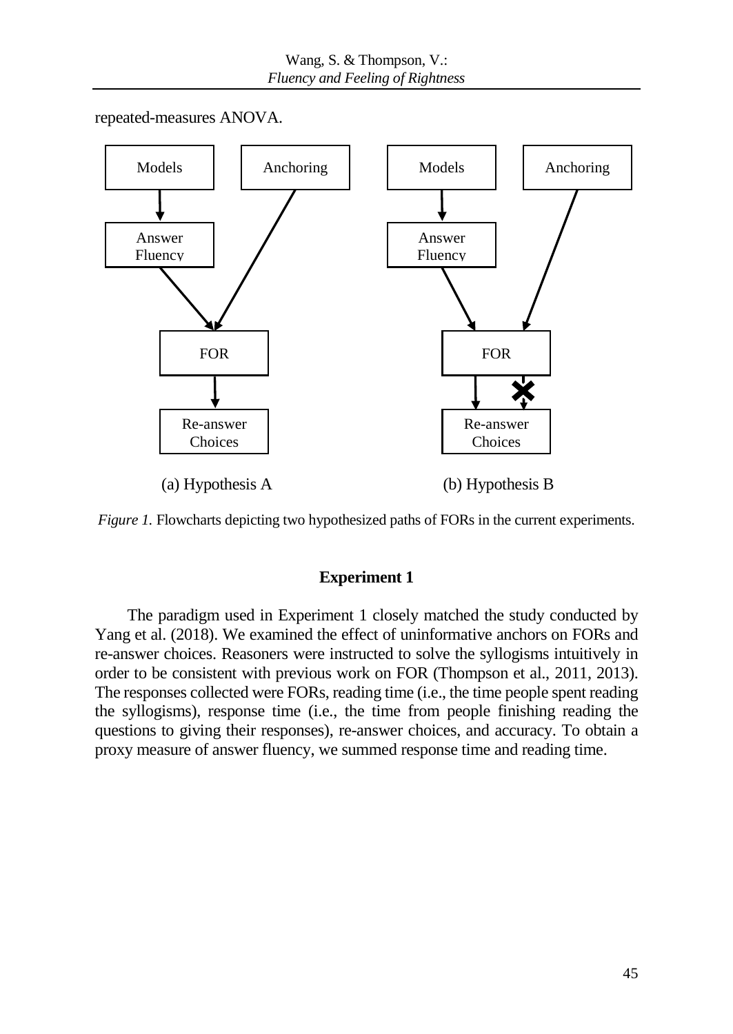repeated-measures ANOVA.

*Figure 1.* Flowcharts depicting two hypothesized paths of FORs in the current experiments.

## Experiment 1

The paradigm used in Experiment 1 closely matched the study conducted by Yang et al. (2018). We examined the effect of uninformative anchors on FORs and re-answer choices. Reasoners were instructed to solve the syllogisms intuitively in order to be consistent with previous work on FOR (Thompson et al., 2011, 2013). The responses collected were FORs, reading time (i.e., the time people spent reading the syllogisms), response time (i.e., the time from people finishing reading the questions to giving their responses), re-answer choices, and accuracy. To obtain a proxy measure of answer fluency, we summed response time and reading time.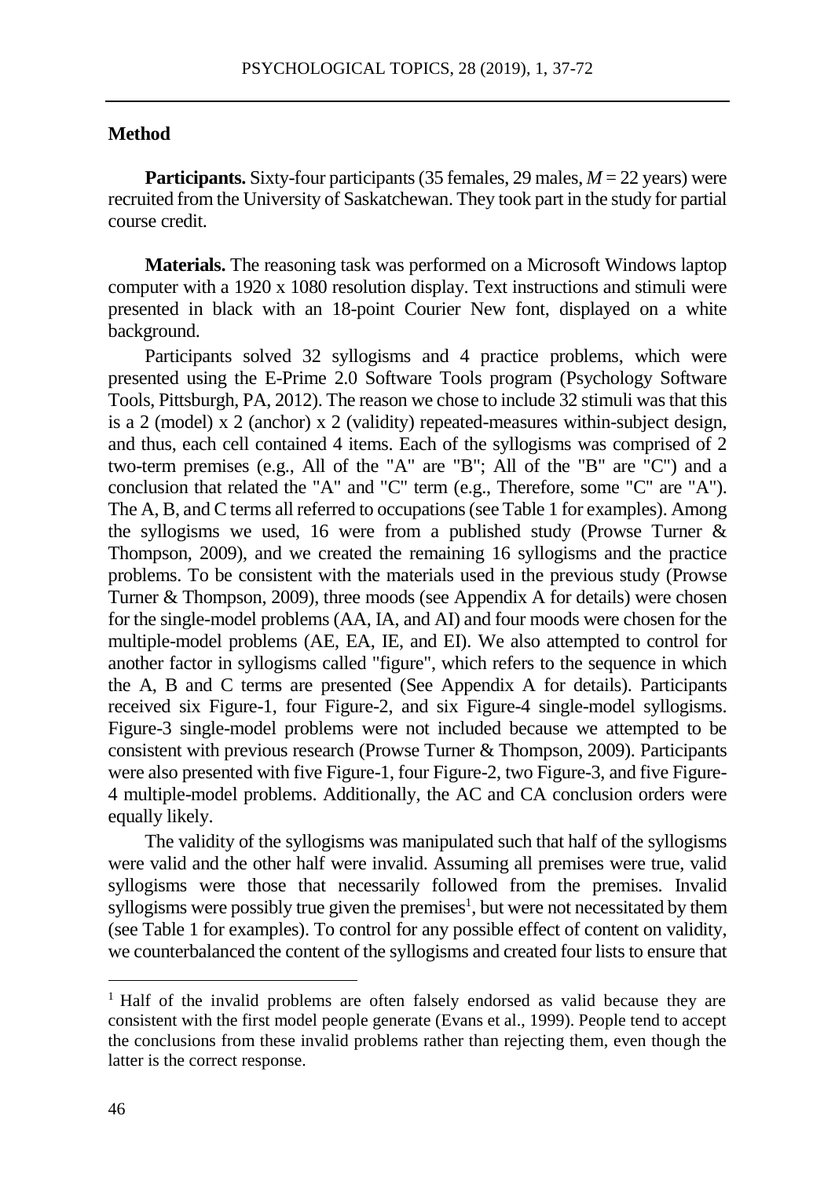## Method

**Participants.** Sixty-four participants (35 females, 29 males, *M* = 22 years) were recruited from the University of Saskatchewan. They took part in the study for partial course credit.

**Materials.** The reasoning task was performed on a Microsoft Windows laptop computer with a 1920 x 1080 resolution display. Text instructions and stimuli were presented in black with an 18-point Courier New font, displayed on a white background.

Participants solved 32 syllogisms and 4 practice problems, which were presented using the E-Prime 2.0 Software Tools program (Psychology Software Tools, Pittsburgh, PA, 2012). The reason we chose to include 32 stimuli was that this is a 2 (model) x 2 (anchor) x 2 (validity) repeated-measures within-subject design, and thus, each cell contained 4 items. Each of the syllogisms was comprised of 2 two-term premises (e.g., All of the "A" are "B"; All of the "B" are "C") and a conclusion that related the "A" and "C" term (e.g., Therefore, some "C" are "A"). The A, B, and C terms all referred to occupations (see Table 1 for examples). Among the syllogisms we used, 16 were from a published study (Prowse Turner & Thompson, 2009), and we created the remaining 16 syllogisms and the practice problems. To be consistent with the materials used in the previous study (Prowse Turner & Thompson, 2009), three moods (see Appendix A for details) were chosen for the single-model problems (AA, IA, and AI) and four moods were chosen for the multiple-model problems (AE, EA, IE, and EI). We also attempted to control for another factor in syllogisms called "figure", which refers to the sequence in which the A, B and C terms are presented (See Appendix A for details). Participants received six Figure-1, four Figure-2, and six Figure-4 single-model syllogisms. Figure-3 single-model problems were not included because we attempted to be consistent with previous research (Prowse Turner & Thompson, 2009). Participants were also presented with five Figure-1, four Figure-2, two Figure-3, and five Figure-4 multiple-model problems. Additionally, the AC and CA conclusion orders were equally likely.

The validity of the syllogisms was manipulated such that half of the syllogisms were valid and the other half were invalid. Assuming all premises were true, valid syllogisms were those that necessarily followed from the premises. Invalid syllogisms were possibly true given the premises[1], but were not necessitated by them (see Table 1 for examples). To control for any possible effect of content on validity, we counterbalanced the content of the syllogisms and created four lists to ensure that

---

[1] Half of the invalid problems are often falsely endorsed as valid because they are consistent with the first model people generate (Evans et al., 1999). People tend to accept the conclusions from these invalid problems rather than rejecting them, even though the latter is the correct response.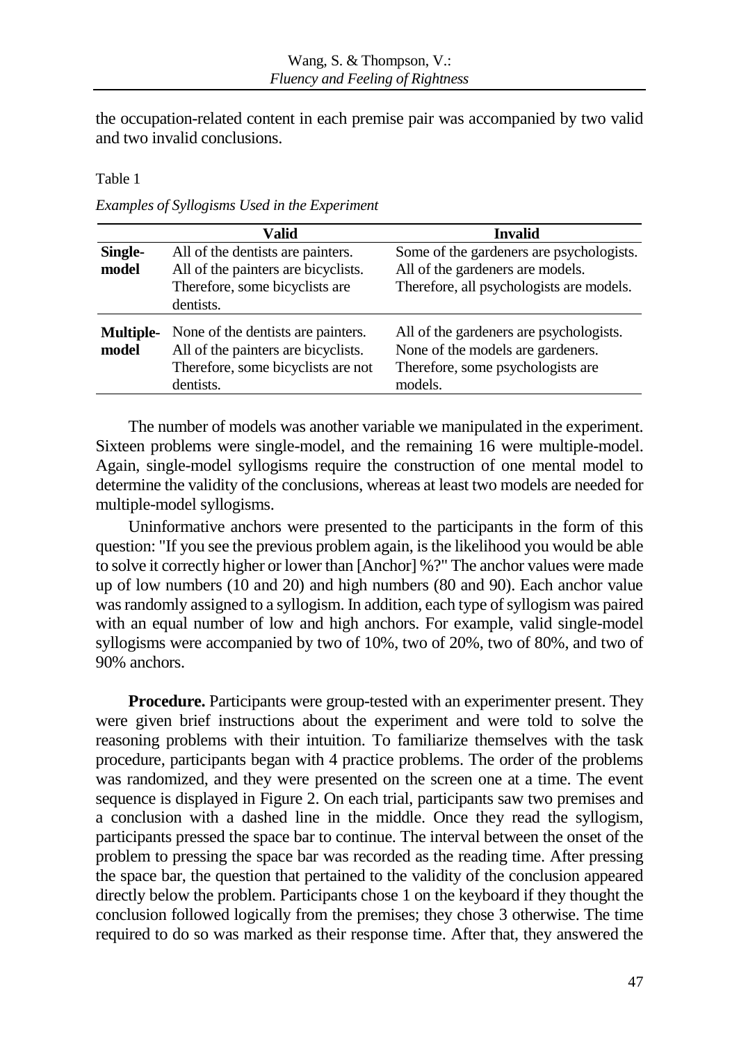the occupation-related content in each premise pair was accompanied by two valid and two invalid conclusions.

Table 1

*Examples of Syllogisms Used in the Experiment*

| | Valid | Invalid |
|---|---|---|
| **Single-model** | All of the dentists are painters. All of the painters are bicyclists. Therefore, some bicyclists are dentists. | Some of the gardeners are psychologists. All of the gardeners are models. Therefore, all psychologists are models. |
| **Multiple-model** | None of the dentists are painters. All of the painters are bicyclists. Therefore, some bicyclists are not dentists. | All of the gardeners are psychologists. None of the models are gardeners. Therefore, some psychologists are models. |

The number of models was another variable we manipulated in the experiment. Sixteen problems were single-model, and the remaining 16 were multiple-model. Again, single-model syllogisms require the construction of one mental model to determine the validity of the conclusions, whereas at least two models are needed for multiple-model syllogisms.

Uninformative anchors were presented to the participants in the form of this question: "If you see the previous problem again, is the likelihood you would be able to solve it correctly higher or lower than [Anchor] %?" The anchor values were made up of low numbers (10 and 20) and high numbers (80 and 90). Each anchor value was randomly assigned to a syllogism. In addition, each type of syllogism was paired with an equal number of low and high anchors. For example, valid single-model syllogisms were accompanied by two of 10%, two of 20%, two of 80%, and two of 90% anchors.

**Procedure.** Participants were group-tested with an experimenter present. They were given brief instructions about the experiment and were told to solve the reasoning problems with their intuition. To familiarize themselves with the task procedure, participants began with 4 practice problems. The order of the problems was randomized, and they were presented on the screen one at a time. The event sequence is displayed in Figure 2. On each trial, participants saw two premises and a conclusion with a dashed line in the middle. Once they read the syllogism, participants pressed the space bar to continue. The interval between the onset of the problem to pressing the space bar was recorded as the reading time. After pressing the space bar, the question that pertained to the validity of the conclusion appeared directly below the problem. Participants chose 1 on the keyboard if they thought the conclusion followed logically from the premises; they chose 3 otherwise. The time required to do so was marked as their response time. After that, they answered the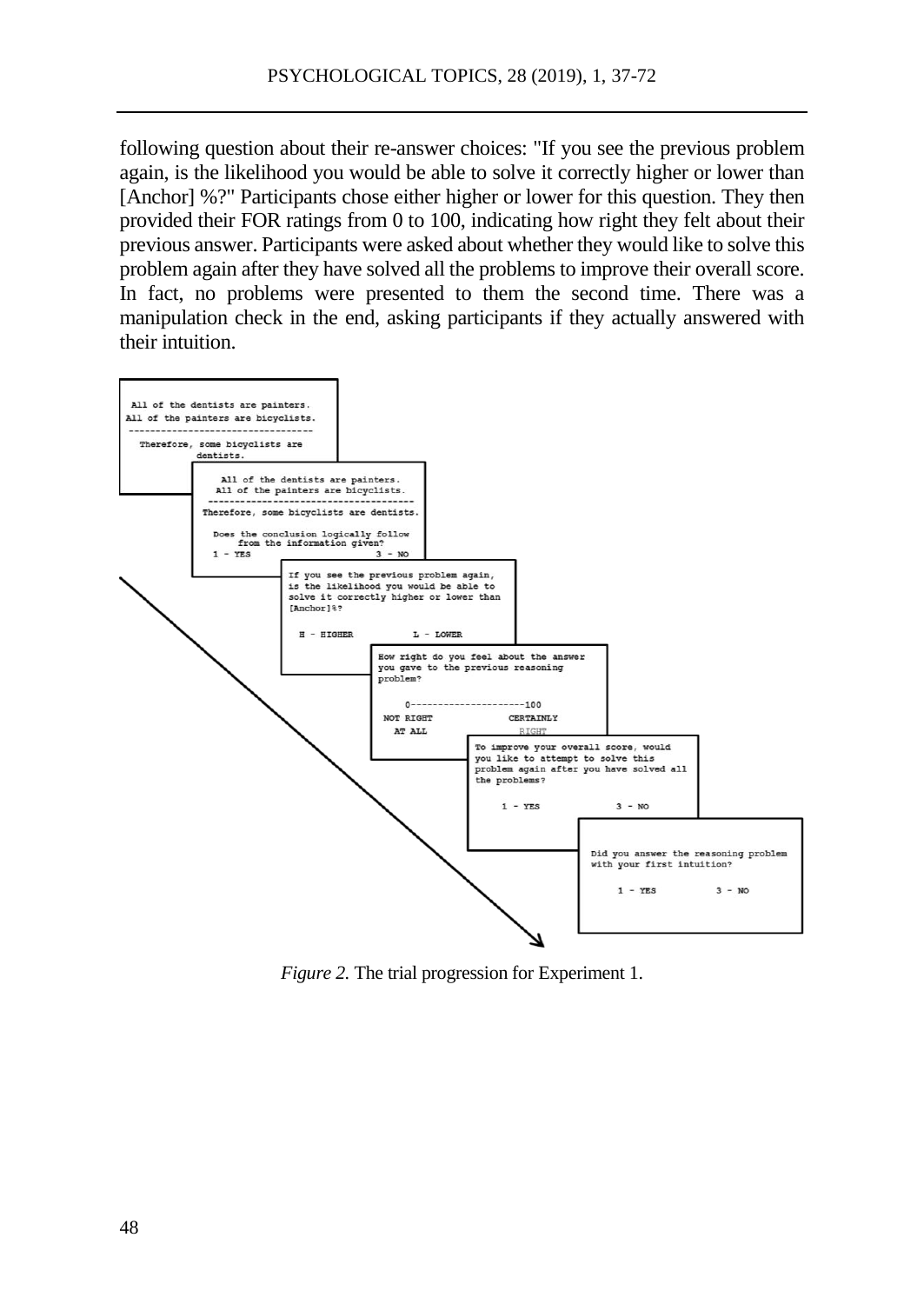following question about their re-answer choices: "If you see the previous problem again, is the likelihood you would be able to solve it correctly higher or lower than [Anchor] %?" Participants chose either higher or lower for this question. They then provided their FOR ratings from 0 to 100, indicating how right they felt about their previous answer. Participants were asked about whether they would like to solve this problem again after they have solved all the problems to improve their overall score. In fact, no problems were presented to them the second time. There was a manipulation check in the end, asking participants if they actually answered with their intuition.

*Figure 2.* The trial progression for Experiment 1.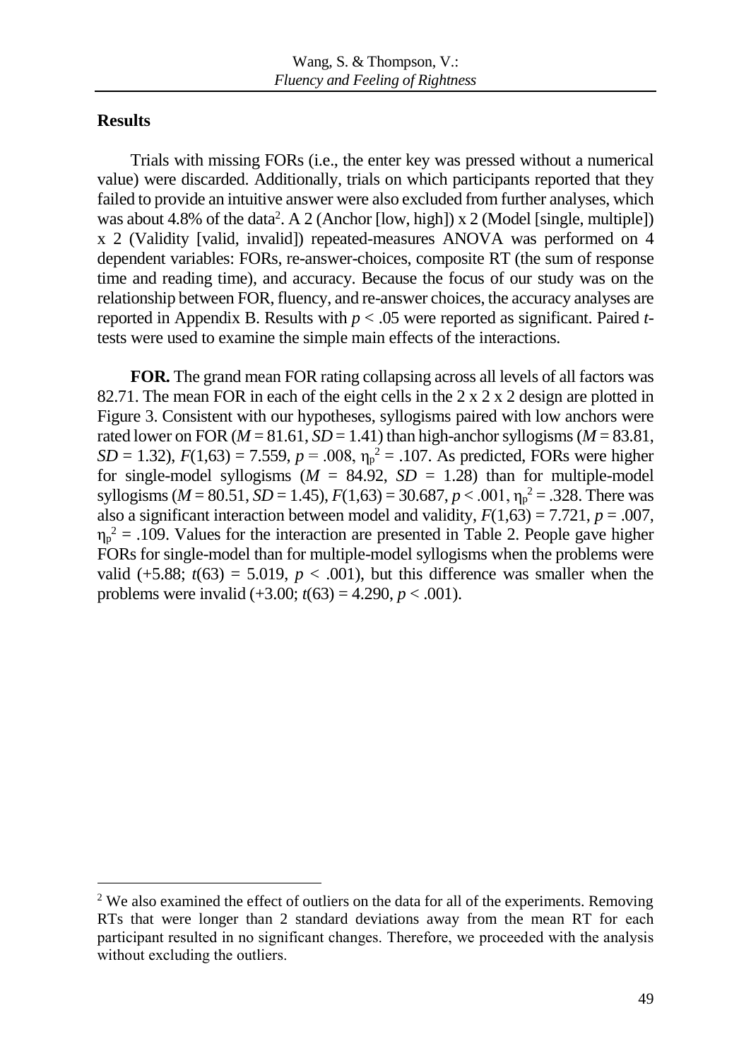## Results

Trials with missing FORs (i.e., the enter key was pressed without a numerical value) were discarded. Additionally, trials on which participants reported that they failed to provide an intuitive answer were also excluded from further analyses, which was about 4.8% of the data[2]. A 2 (Anchor [low, high]) x 2 (Model [single, multiple]) x 2 (Validity [valid, invalid]) repeated-measures ANOVA was performed on 4 dependent variables: FORs, re-answer-choices, composite RT (the sum of response time and reading time), and accuracy. Because the focus of our study was on the relationship between FOR, fluency, and re-answer choices, the accuracy analyses are reported in Appendix B. Results with $p < .05$ were reported as significant. Paired *t*-tests were used to examine the simple main effects of the interactions.

**FOR.** The grand mean FOR rating collapsing across all levels of all factors was 82.71. The mean FOR in each of the eight cells in the 2 x 2 x 2 design are plotted in Figure 3. Consistent with our hypotheses, syllogisms paired with low anchors were rated lower on FOR ($M = 81.61$, $SD = 1.41$) than high-anchor syllogisms ($M = 83.81$, $SD = 1.32$), $F(1,63) = 7.559$, $p = .008$, $\eta_p^2 = .107$. As predicted, FORs were higher for single-model syllogisms ($M = 84.92$, $SD = 1.28$) than for multiple-model syllogisms ($M = 80.51$, $SD = 1.45$), $F(1,63) = 30.687$, $p < .001$, $\eta_p^2 = .328$. There was also a significant interaction between model and validity, $F(1,63) = 7.721$, $p = .007$, $\eta_p^2 = .109$. Values for the interaction are presented in Table 2. People gave higher FORs for single-model than for multiple-model syllogisms when the problems were valid (+5.88; $t(63) = 5.019$, $p < .001$), but this difference was smaller when the problems were invalid (+3.00; $t(63) = 4.290$, $p < .001$).

[2] We also examined the effect of outliers on the data for all of the experiments. Removing RTs that were longer than 2 standard deviations away from the mean RT for each participant resulted in no significant changes. Therefore, we proceeded with the analysis without excluding the outliers.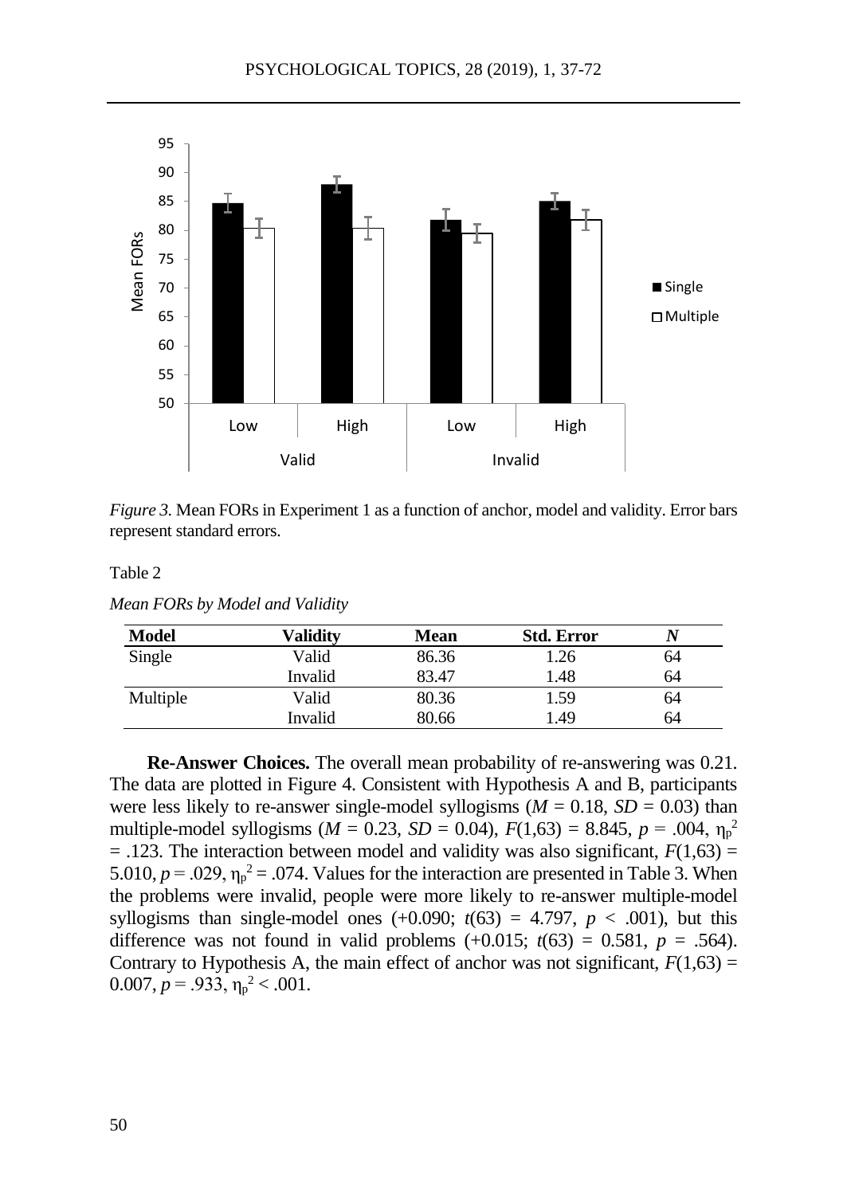*Figure 3.* Mean FORs in Experiment 1 as a function of anchor, model and validity. Error bars represent standard errors.

Table 2

*Mean FORs by Model and Validity*

| Model | Validity | Mean | Std. Error | *N* |
|---|---|---|---|---|
| Single | Valid | 86.36 | 1.26 | 64 |
| | Invalid | 83.47 | 1.48 | 64 |
| Multiple | Valid | 80.36 | 1.59 | 64 |
| | Invalid | 80.66 | 1.49 | 64 |

**Re-Answer Choices.** The overall mean probability of re-answering was 0.21. The data are plotted in Figure 4. Consistent with Hypothesis A and B, participants were less likely to re-answer single-model syllogisms ($M$ = 0.18, $SD$ = 0.03) than multiple-model syllogisms ($M$ = 0.23, $SD$ = 0.04), $F(1,63) = 8.845$, $p = .004$, $\eta_p^2 = .123$. The interaction between model and validity was also significant, $F(1,63) = 5.010$, $p = .029$, $\eta_p^2 = .074$. Values for the interaction are presented in Table 3. When the problems were invalid, people were more likely to re-answer multiple-model syllogisms than single-model ones (+0.090; $t(63) = 4.797$, $p < .001$), but this difference was not found in valid problems (+0.015; $t(63) = 0.581$, $p = .564$). Contrary to Hypothesis A, the main effect of anchor was not significant, $F(1,63) = 0.007$, $p = .933$, $\eta_p^2 < .001$.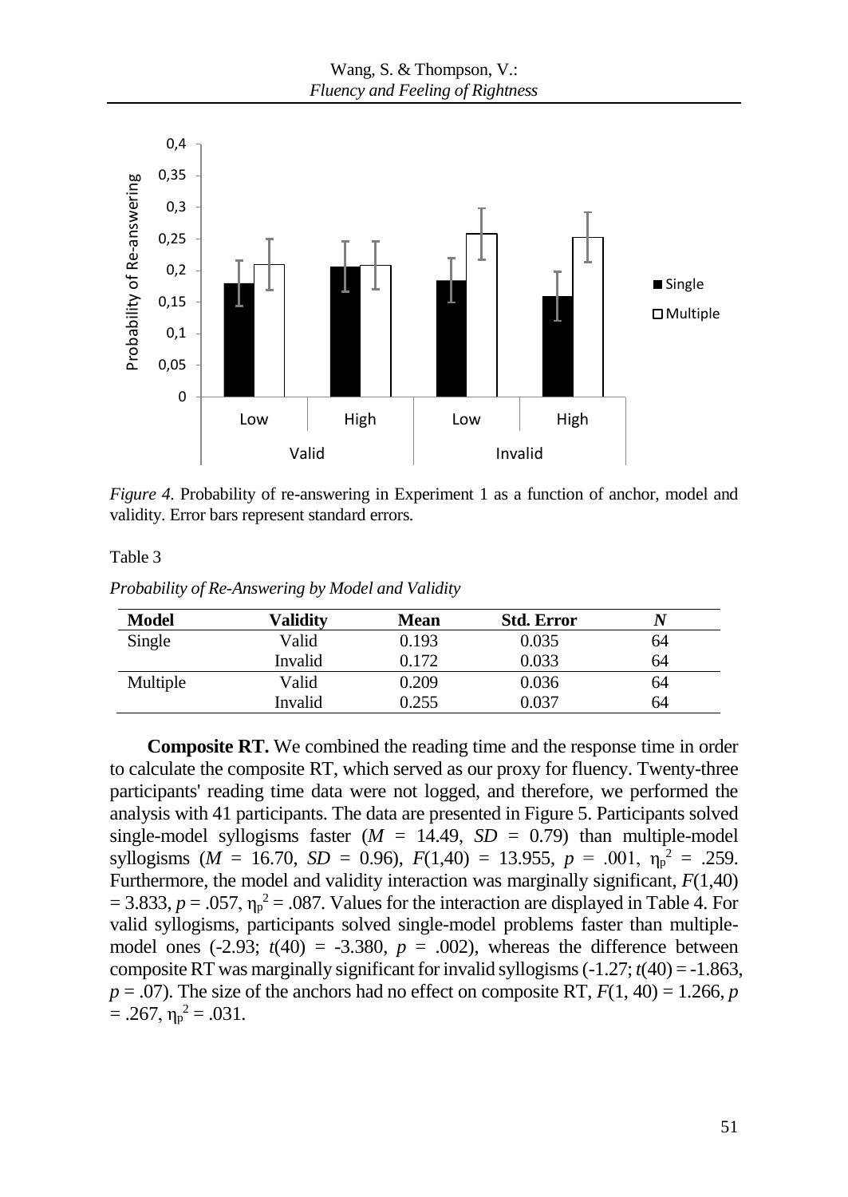*Figure 4.* Probability of re-answering in Experiment 1 as a function of anchor, model and validity. Error bars represent standard errors.

Table 3

*Probability of Re-Answering by Model and Validity*

| Model | Validity | Mean | Std. Error | *N* |
|---|---|---|---|---|
| Single | Valid | 0.193 | 0.035 | 64 |
| | Invalid | 0.172 | 0.033 | 64 |
| Multiple | Valid | 0.209 | 0.036 | 64 |
| | Invalid | 0.255 | 0.037 | 64 |

**Composite RT.** We combined the reading time and the response time in order to calculate the composite RT, which served as our proxy for fluency. Twenty-three participants' reading time data were not logged, and therefore, we performed the analysis with 41 participants. The data are presented in Figure 5. Participants solved single-model syllogisms faster ($M$ = 14.49, $SD$ = 0.79) than multiple-model syllogisms ($M$ = 16.70, $SD$ = 0.96), $F(1,40) = 13.955$, $p = .001$, $\eta_p^2 = .259$. Furthermore, the model and validity interaction was marginally significant, $F(1,40) = 3.833$, $p = .057$, $\eta_p^2 = .087$. Values for the interaction are displayed in Table 4. For valid syllogisms, participants solved single-model problems faster than multiple-model ones (-2.93; $t(40) = -3.380$, $p = .002$), whereas the difference between composite RT was marginally significant for invalid syllogisms (-1.27; $t(40) = -1.863$, $p = .07$). The size of the anchors had no effect on composite RT, $F(1, 40) = 1.266$, $p = .267$, $\eta_p^2 = .031$.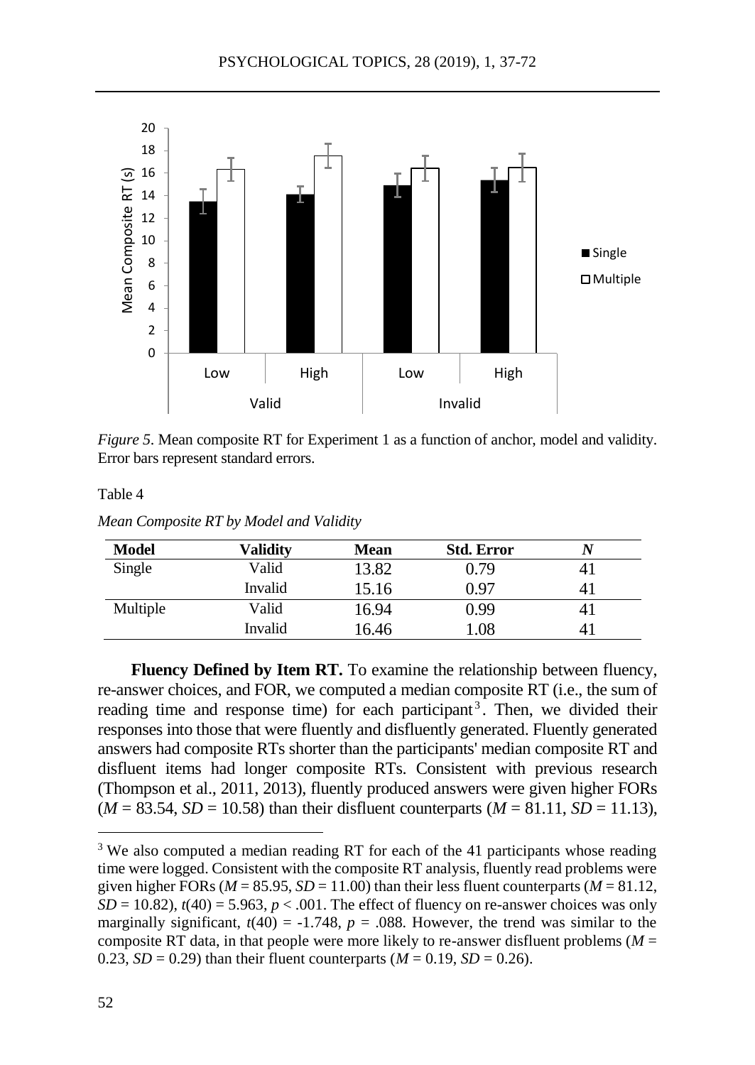*Figure 5*. Mean composite RT for Experiment 1 as a function of anchor, model and validity. Error bars represent standard errors.

Table 4

*Mean Composite RT by Model and Validity*

| Model | Validity | Mean | Std. Error | *N* |
|---|---|---|---|---|
| Single | Valid | 13.82 | 0.79 | 41 |
| | Invalid | 15.16 | 0.97 | 41 |
| Multiple | Valid | 16.94 | 0.99 | 41 |
| | Invalid | 16.46 | 1.08 | 41 |

**Fluency Defined by Item RT.** To examine the relationship between fluency, re-answer choices, and FOR, we computed a median composite RT (i.e., the sum of reading time and response time) for each participant[3]. Then, we divided their responses into those that were fluently and disfluently generated. Fluently generated answers had composite RTs shorter than the participants' median composite RT and disfluent items had longer composite RTs. Consistent with previous research (Thompson et al., 2011, 2013), fluently produced answers were given higher FORs ($M$ = 83.54, $SD$ = 10.58) than their disfluent counterparts ($M$ = 81.11, $SD$ = 11.13),

[3] We also computed a median reading RT for each of the 41 participants whose reading time were logged. Consistent with the composite RT analysis, fluently read problems were given higher FORs ($M$ = 85.95, $SD$ = 11.00) than their less fluent counterparts ($M$ = 81.12, $SD$ = 10.82), $t(40) = 5.963$, $p < .001$. The effect of fluency on re-answer choices was only marginally significant, $t(40) = -1.748$, $p = .088$. However, the trend was similar to the composite RT data, in that people were more likely to re-answer disfluent problems ($M$ = 0.23, $SD$ = 0.29) than their fluent counterparts ($M$ = 0.19, $SD$ = 0.26).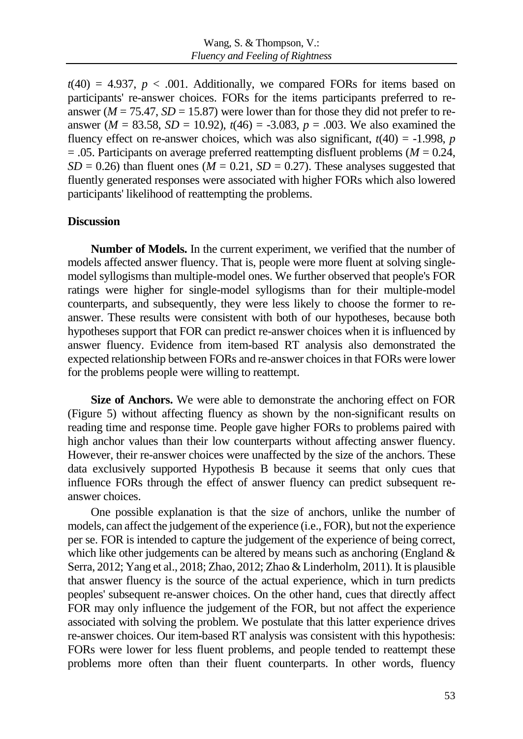$t(40) = 4.937$, $p < .001$. Additionally, we compared FORs for items based on participants' re-answer choices. FORs for the items participants preferred to re-answer ($M = 75.47$, $SD = 15.87$) were lower than for those they did not prefer to re-answer ($M = 83.58$, $SD = 10.92$), $t(46) = -3.083$, $p = .003$. We also examined the fluency effect on re-answer choices, which was also significant, $t(40) = -1.998$, $p = .05$. Participants on average preferred reattempting disfluent problems ($M = 0.24$, $SD = 0.26$) than fluent ones ($M = 0.21$, $SD = 0.27$). These analyses suggested that fluently generated responses were associated with higher FORs which also lowered participants' likelihood of reattempting the problems.

### Discussion

**Number of Models.** In the current experiment, we verified that the number of models affected answer fluency. That is, people were more fluent at solving single-model syllogisms than multiple-model ones. We further observed that people's FOR ratings were higher for single-model syllogisms than for their multiple-model counterparts, and subsequently, they were less likely to choose the former to re-answer. These results were consistent with both of our hypotheses, because both hypotheses support that FOR can predict re-answer choices when it is influenced by answer fluency. Evidence from item-based RT analysis also demonstrated the expected relationship between FORs and re-answer choices in that FORs were lower for the problems people were willing to reattempt.

**Size of Anchors.** We were able to demonstrate the anchoring effect on FOR (Figure 5) without affecting fluency as shown by the non-significant results on reading time and response time. People gave higher FORs to problems paired with high anchor values than their low counterparts without affecting answer fluency. However, their re-answer choices were unaffected by the size of the anchors. These data exclusively supported Hypothesis B because it seems that only cues that influence FORs through the effect of answer fluency can predict subsequent re-answer choices.

One possible explanation is that the size of anchors, unlike the number of models, can affect the judgement of the experience (i.e., FOR), but not the experience per se. FOR is intended to capture the judgement of the experience of being correct, which like other judgements can be altered by means such as anchoring (England & Serra, 2012; Yang et al., 2018; Zhao, 2012; Zhao & Linderholm, 2011). It is plausible that answer fluency is the source of the actual experience, which in turn predicts peoples' subsequent re-answer choices. On the other hand, cues that directly affect FOR may only influence the judgement of the FOR, but not affect the experience associated with solving the problem. We postulate that this latter experience drives re-answer choices. Our item-based RT analysis was consistent with this hypothesis: FORs were lower for less fluent problems, and people tended to reattempt these problems more often than their fluent counterparts. In other words, fluency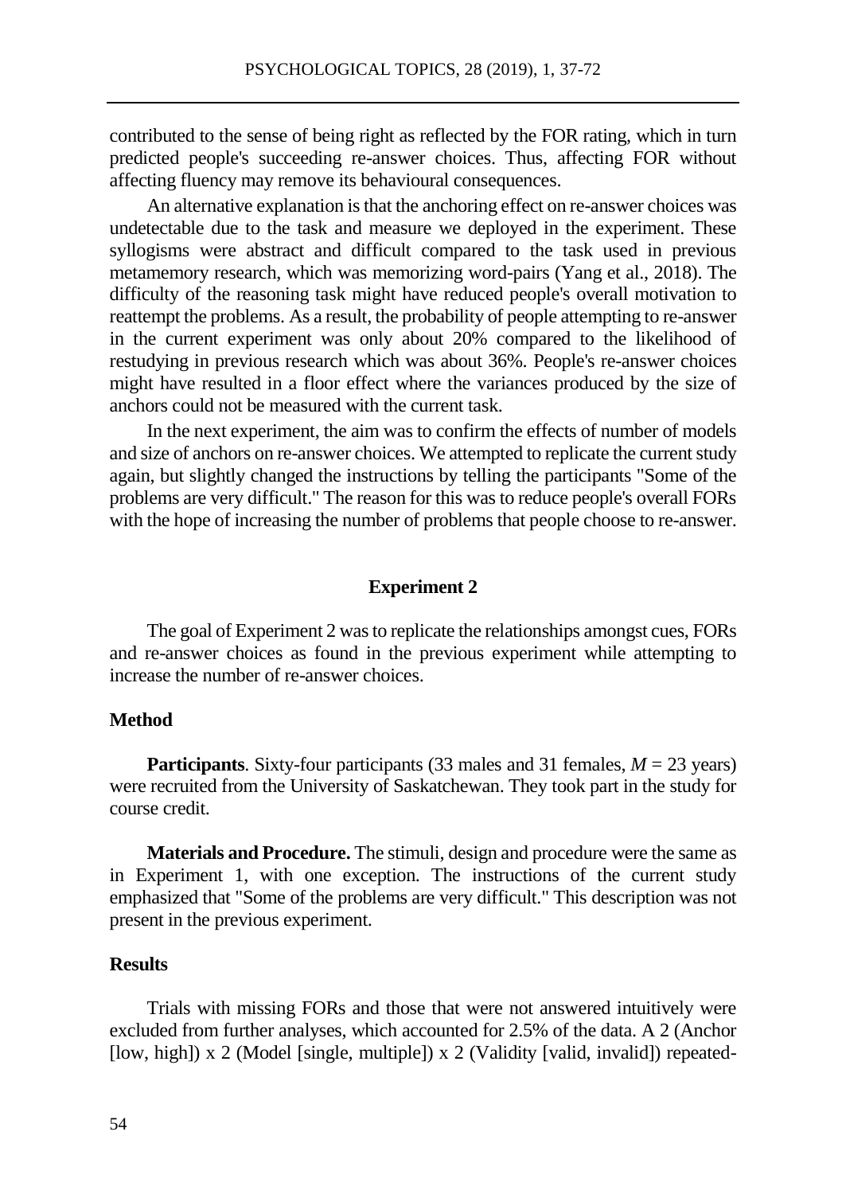contributed to the sense of being right as reflected by the FOR rating, which in turn predicted people's succeeding re-answer choices. Thus, affecting FOR without affecting fluency may remove its behavioural consequences.

An alternative explanation is that the anchoring effect on re-answer choices was undetectable due to the task and measure we deployed in the experiment. These syllogisms were abstract and difficult compared to the task used in previous metamemory research, which was memorizing word-pairs (Yang et al., 2018). The difficulty of the reasoning task might have reduced people's overall motivation to reattempt the problems. As a result, the probability of people attempting to re-answer in the current experiment was only about 20% compared to the likelihood of restudying in previous research which was about 36%. People's re-answer choices might have resulted in a floor effect where the variances produced by the size of anchors could not be measured with the current task.

In the next experiment, the aim was to confirm the effects of number of models and size of anchors on re-answer choices. We attempted to replicate the current study again, but slightly changed the instructions by telling the participants "Some of the problems are very difficult." The reason for this was to reduce people's overall FORs with the hope of increasing the number of problems that people choose to re-answer.

## Experiment 2

The goal of Experiment 2 was to replicate the relationships amongst cues, FORs and re-answer choices as found in the previous experiment while attempting to increase the number of re-answer choices.

### Method

**Participants**. Sixty-four participants (33 males and 31 females, $M$ = 23 years) were recruited from the University of Saskatchewan. They took part in the study for course credit.

**Materials and Procedure.** The stimuli, design and procedure were the same as in Experiment 1, with one exception. The instructions of the current study emphasized that "Some of the problems are very difficult." This description was not present in the previous experiment.

### Results

Trials with missing FORs and those that were not answered intuitively were excluded from further analyses, which accounted for 2.5% of the data. A 2 (Anchor [low, high]) x 2 (Model [single, multiple]) x 2 (Validity [valid, invalid]) repeated-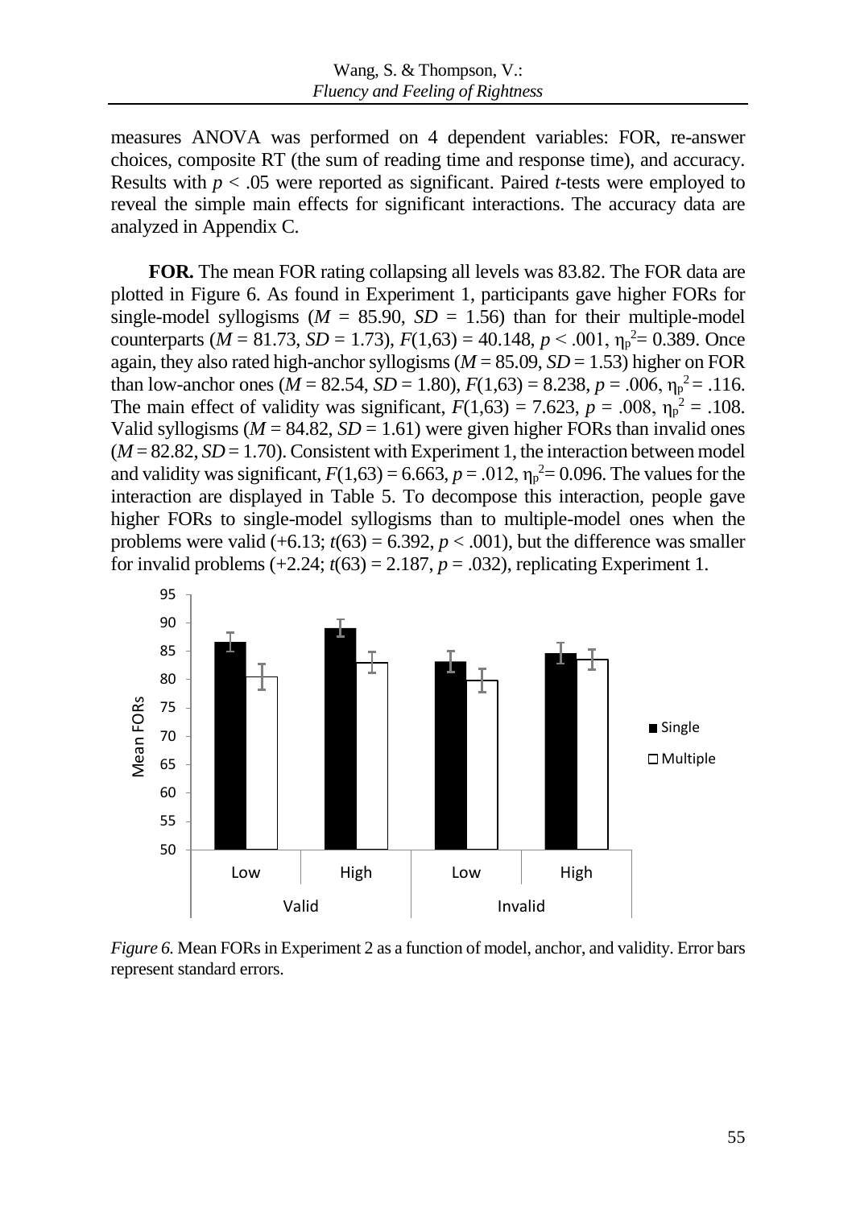measures ANOVA was performed on 4 dependent variables: FOR, re-answer choices, composite RT (the sum of reading time and response time), and accuracy. Results with $p < .05$ were reported as significant. Paired *t*-tests were employed to reveal the simple main effects for significant interactions. The accuracy data are analyzed in Appendix C.

**FOR.** The mean FOR rating collapsing all levels was 83.82. The FOR data are plotted in Figure 6. As found in Experiment 1, participants gave higher FORs for single-model syllogisms ($M$ = 85.90, $SD$ = 1.56) than for their multiple-model counterparts ($M$ = 81.73, $SD$ = 1.73), $F(1,63) = 40.148$, $p < .001$, $\eta_p^2 = 0.389$. Once again, they also rated high-anchor syllogisms ($M$ = 85.09, $SD$ = 1.53) higher on FOR than low-anchor ones ($M$ = 82.54, $SD$ = 1.80), $F(1,63) = 8.238$, $p = .006$, $\eta_p^2 = .116$. The main effect of validity was significant, $F(1,63) = 7.623$, $p = .008$, $\eta_p^2 = .108$. Valid syllogisms ($M$ = 84.82, $SD$ = 1.61) were given higher FORs than invalid ones ($M$ = 82.82, $SD$ = 1.70). Consistent with Experiment 1, the interaction between model and validity was significant, $F(1,63) = 6.663$, $p = .012$, $\eta_p^2 = 0.096$. The values for the interaction are displayed in Table 5. To decompose this interaction, people gave higher FORs to single-model syllogisms than to multiple-model ones when the problems were valid (+6.13; $t(63) = 6.392$, $p < .001$), but the difference was smaller for invalid problems (+2.24; $t(63) = 2.187$, $p = .032$), replicating Experiment 1.

*Figure 6.* Mean FORs in Experiment 2 as a function of model, anchor, and validity. Error bars represent standard errors.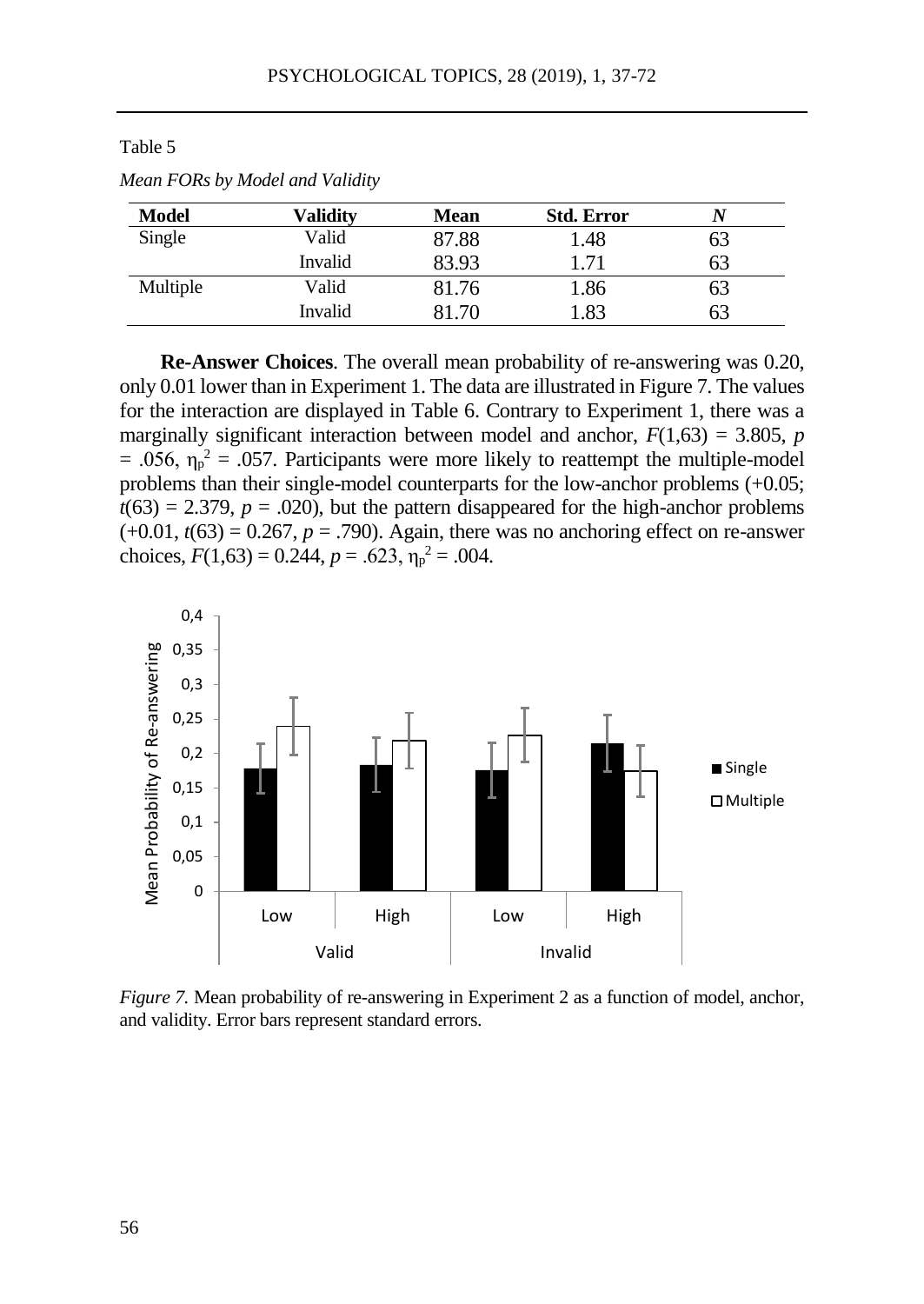Table 5

*Mean FORs by Model and Validity*

| Model | Validity | Mean | Std. Error | *N* |
|---|---|---|---|---|
| Single | Valid | 87.88 | 1.48 | 63 |
| | Invalid | 83.93 | 1.71 | 63 |
| Multiple | Valid | 81.76 | 1.86 | 63 |
| | Invalid | 81.70 | 1.83 | 63 |

**Re-Answer Choices**. The overall mean probability of re-answering was 0.20, only 0.01 lower than in Experiment 1. The data are illustrated in Figure 7. The values for the interaction are displayed in Table 6. Contrary to Experiment 1, there was a marginally significant interaction between model and anchor, $F(1,63) = 3.805$, $p = .056$, $\eta_p^2 = .057$. Participants were more likely to reattempt the multiple-model problems than their single-model counterparts for the low-anchor problems (+0.05; $t(63) = 2.379$, $p = .020$), but the pattern disappeared for the high-anchor problems (+0.01, $t(63) = 0.267$, $p = .790$). Again, there was no anchoring effect on re-answer choices, $F(1,63) = 0.244$, $p = .623$, $\eta_p^2 = .004$.

*Figure 7.* Mean probability of re-answering in Experiment 2 as a function of model, anchor, and validity. Error bars represent standard errors.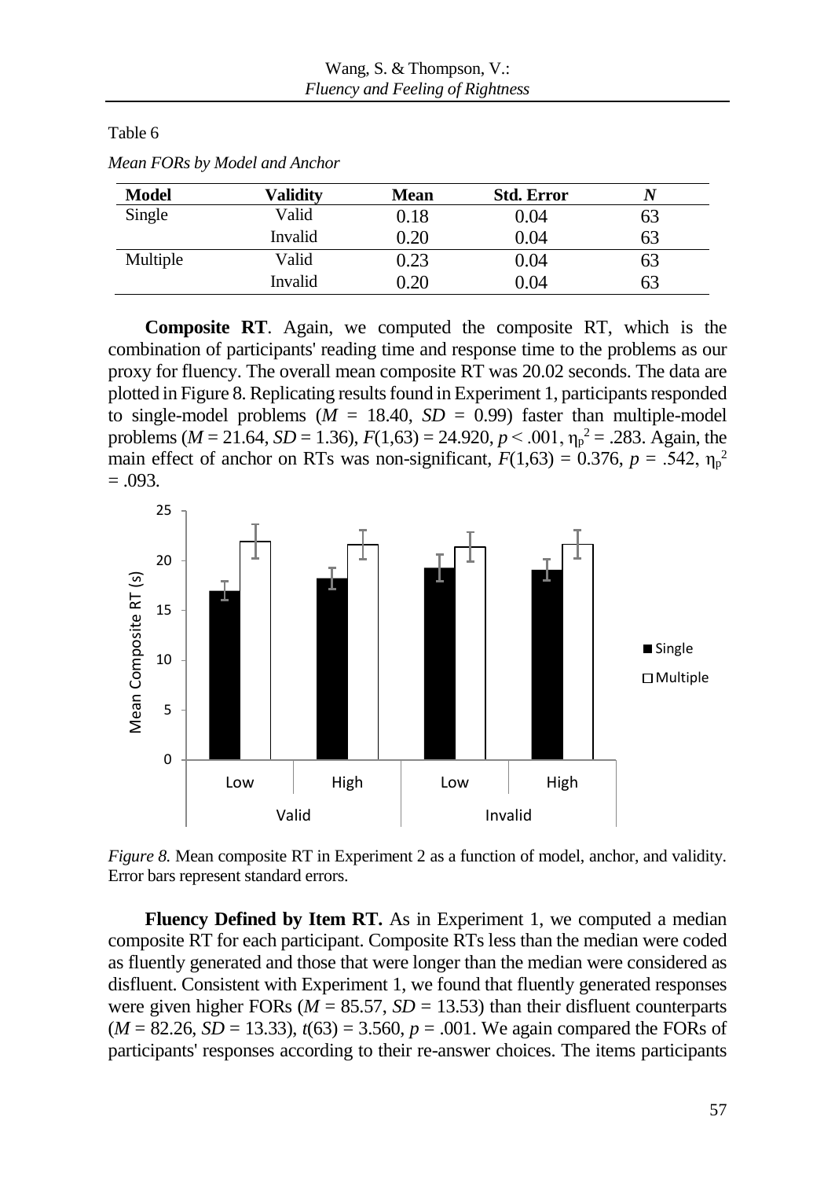Table 6

*Mean FORs by Model and Anchor*

| Model | Validity | Mean | Std. Error | *N* |
|---|---|---|---|---|
| Single | Valid | 0.18 | 0.04 | 63 |
| | Invalid | 0.20 | 0.04 | 63 |
| Multiple | Valid | 0.23 | 0.04 | 63 |
| | Invalid | 0.20 | 0.04 | 63 |

**Composite RT**. Again, we computed the composite RT, which is the combination of participants' reading time and response time to the problems as our proxy for fluency. The overall mean composite RT was 20.02 seconds. The data are plotted in Figure 8. Replicating results found in Experiment 1, participants responded to single-model problems ($M$ = 18.40, $SD$ = 0.99) faster than multiple-model problems ($M$ = 21.64, $SD$ = 1.36), $F(1,63) = 24.920$, $p < .001$, $\eta_p^2 = .283$. Again, the main effect of anchor on RTs was non-significant, $F(1,63) = 0.376$, $p = .542$, $\eta_p^2 = .093$.

*Figure 8.* Mean composite RT in Experiment 2 as a function of model, anchor, and validity. Error bars represent standard errors.

**Fluency Defined by Item RT.** As in Experiment 1, we computed a median composite RT for each participant. Composite RTs less than the median were coded as fluently generated and those that were longer than the median were considered as disfluent. Consistent with Experiment 1, we found that fluently generated responses were given higher FORs ($M$ = 85.57, $SD$ = 13.53) than their disfluent counterparts ($M$ = 82.26, $SD$ = 13.33), $t(63) = 3.560$, $p = .001$. We again compared the FORs of participants' responses according to their re-answer choices. The items participants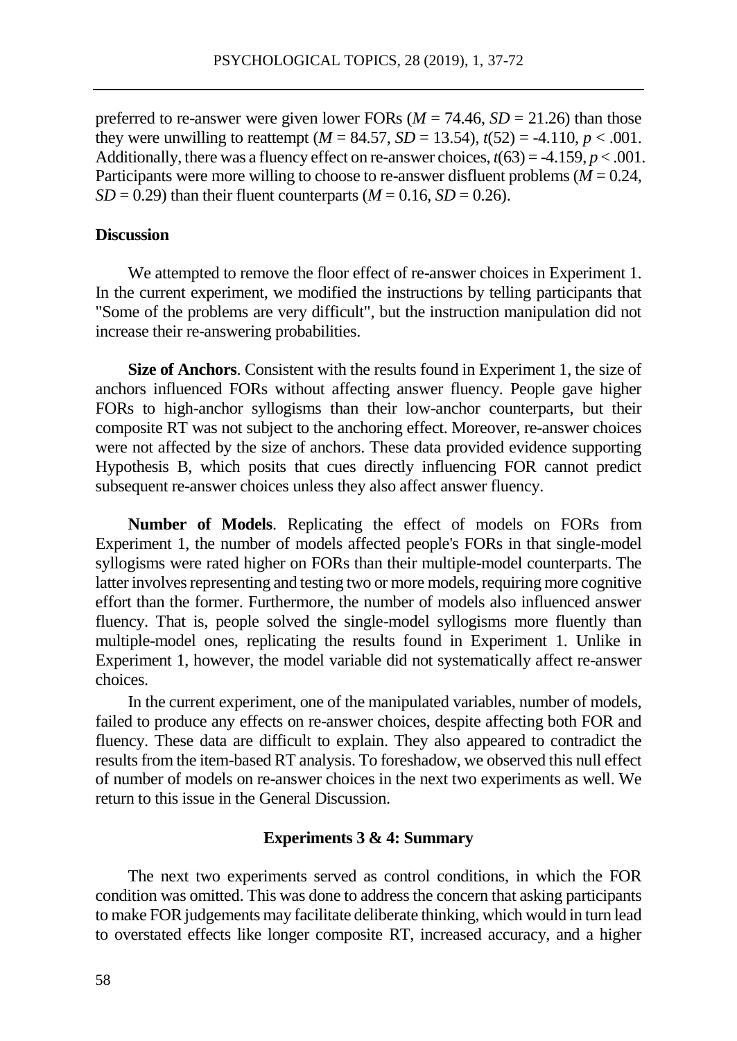preferred to re-answer were given lower FORs ($M$ = 74.46, $SD$ = 21.26) than those they were unwilling to reattempt ($M$ = 84.57, $SD$ = 13.54), $t(52)$ = -4.110, $p$ < .001. Additionally, there was a fluency effect on re-answer choices, $t(63)$ = -4.159, $p$ < .001. Participants were more willing to choose to re-answer disfluent problems ($M$ = 0.24, $SD$ = 0.29) than their fluent counterparts ($M$ = 0.16, $SD$ = 0.26).

### Discussion

We attempted to remove the floor effect of re-answer choices in Experiment 1. In the current experiment, we modified the instructions by telling participants that "Some of the problems are very difficult", but the instruction manipulation did not increase their re-answering probabilities.

**Size of Anchors**. Consistent with the results found in Experiment 1, the size of anchors influenced FORs without affecting answer fluency. People gave higher FORs to high-anchor syllogisms than their low-anchor counterparts, but their composite RT was not subject to the anchoring effect. Moreover, re-answer choices were not affected by the size of anchors. These data provided evidence supporting Hypothesis B, which posits that cues directly influencing FOR cannot predict subsequent re-answer choices unless they also affect answer fluency.

**Number of Models**. Replicating the effect of models on FORs from Experiment 1, the number of models affected people's FORs in that single-model syllogisms were rated higher on FORs than their multiple-model counterparts. The latter involves representing and testing two or more models, requiring more cognitive effort than the former. Furthermore, the number of models also influenced answer fluency. That is, people solved the single-model syllogisms more fluently than multiple-model ones, replicating the results found in Experiment 1. Unlike in Experiment 1, however, the model variable did not systematically affect re-answer choices.

In the current experiment, one of the manipulated variables, number of models, failed to produce any effects on re-answer choices, despite affecting both FOR and fluency. These data are difficult to explain. They also appeared to contradict the results from the item-based RT analysis. To foreshadow, we observed this null effect of number of models on re-answer choices in the next two experiments as well. We return to this issue in the General Discussion.

## Experiments 3 & 4: Summary

The next two experiments served as control conditions, in which the FOR condition was omitted. This was done to address the concern that asking participants to make FOR judgements may facilitate deliberate thinking, which would in turn lead to overstated effects like longer composite RT, increased accuracy, and a higher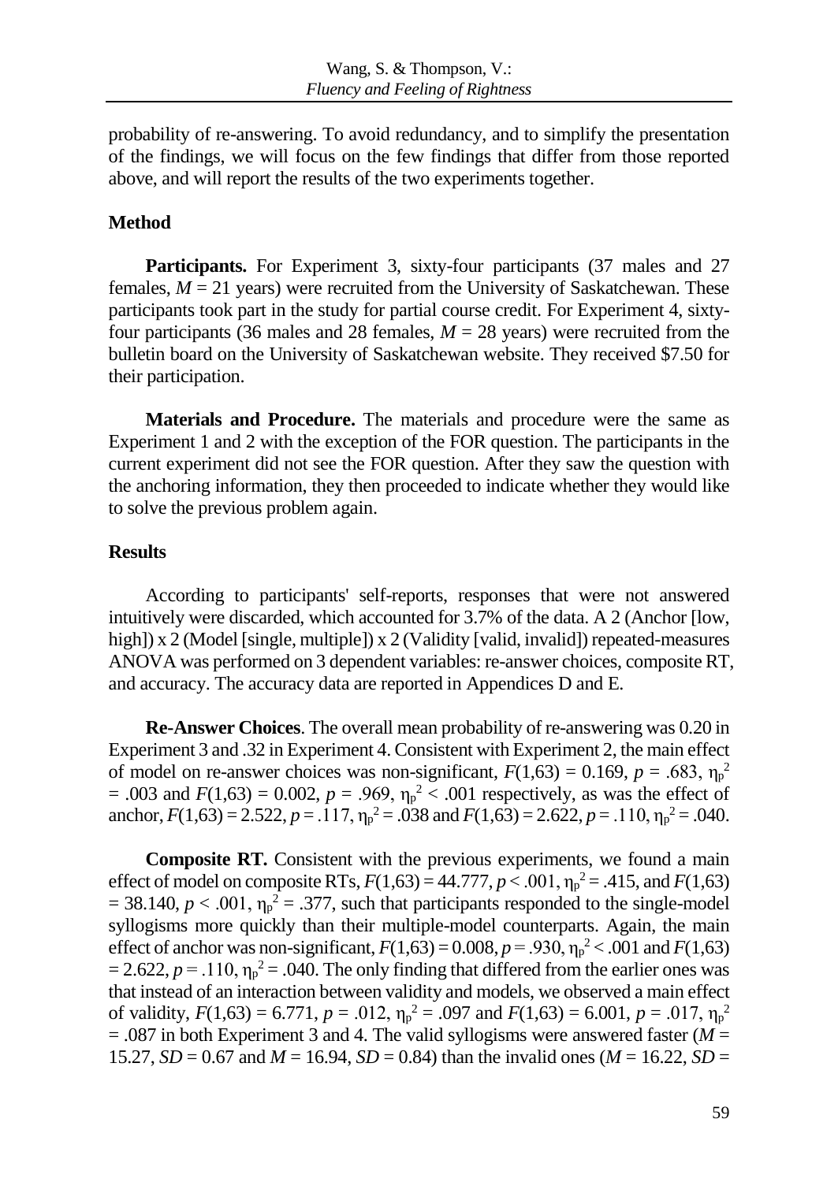probability of re-answering. To avoid redundancy, and to simplify the presentation of the findings, we will focus on the few findings that differ from those reported above, and will report the results of the two experiments together.

## Method

**Participants.** For Experiment 3, sixty-four participants (37 males and 27 females, $M = 21$ years) were recruited from the University of Saskatchewan. These participants took part in the study for partial course credit. For Experiment 4, sixty-four participants (36 males and 28 females, $M = 28$ years) were recruited from the bulletin board on the University of Saskatchewan website. They received $7.50 for their participation.

**Materials and Procedure.** The materials and procedure were the same as Experiment 1 and 2 with the exception of the FOR question. The participants in the current experiment did not see the FOR question. After they saw the question with the anchoring information, they then proceeded to indicate whether they would like to solve the previous problem again.

## Results

According to participants' self-reports, responses that were not answered intuitively were discarded, which accounted for 3.7% of the data. A 2 (Anchor [low, high]) x 2 (Model [single, multiple]) x 2 (Validity [valid, invalid]) repeated-measures ANOVA was performed on 3 dependent variables: re-answer choices, composite RT, and accuracy. The accuracy data are reported in Appendices D and E.

**Re-Answer Choices**. The overall mean probability of re-answering was 0.20 in Experiment 3 and .32 in Experiment 4. Consistent with Experiment 2, the main effect of model on re-answer choices was non-significant, $F(1,63) = 0.169$, $p = .683$, $\eta_p^2 = .003$ and $F(1,63) = 0.002$, $p = .969$, $\eta_p^2 < .001$ respectively, as was the effect of anchor, $F(1,63) = 2.522$, $p = .117$, $\eta_p^2 = .038$ and $F(1,63) = 2.622$, $p = .110$, $\eta_p^2 = .040$.

**Composite RT.** Consistent with the previous experiments, we found a main effect of model on composite RTs, $F(1,63) = 44.777$, $p < .001$, $\eta_p^2 = .415$, and $F(1,63) = 38.140$, $p < .001$, $\eta_p^2 = .377$, such that participants responded to the single-model syllogisms more quickly than their multiple-model counterparts. Again, the main effect of anchor was non-significant, $F(1,63) = 0.008$, $p = .930$, $\eta_p^2 < .001$ and $F(1,63) = 2.622$, $p = .110$, $\eta_p^2 = .040$. The only finding that differed from the earlier ones was that instead of an interaction between validity and models, we observed a main effect of validity, $F(1,63) = 6.771$, $p = .012$, $\eta_p^2 = .097$ and $F(1,63) = 6.001$, $p = .017$, $\eta_p^2 = .087$ in both Experiment 3 and 4. The valid syllogisms were answered faster ($M = 15.27$, $SD = 0.67$ and $M = 16.94$, $SD = 0.84$) than the invalid ones ($M = 16.22$, $SD =$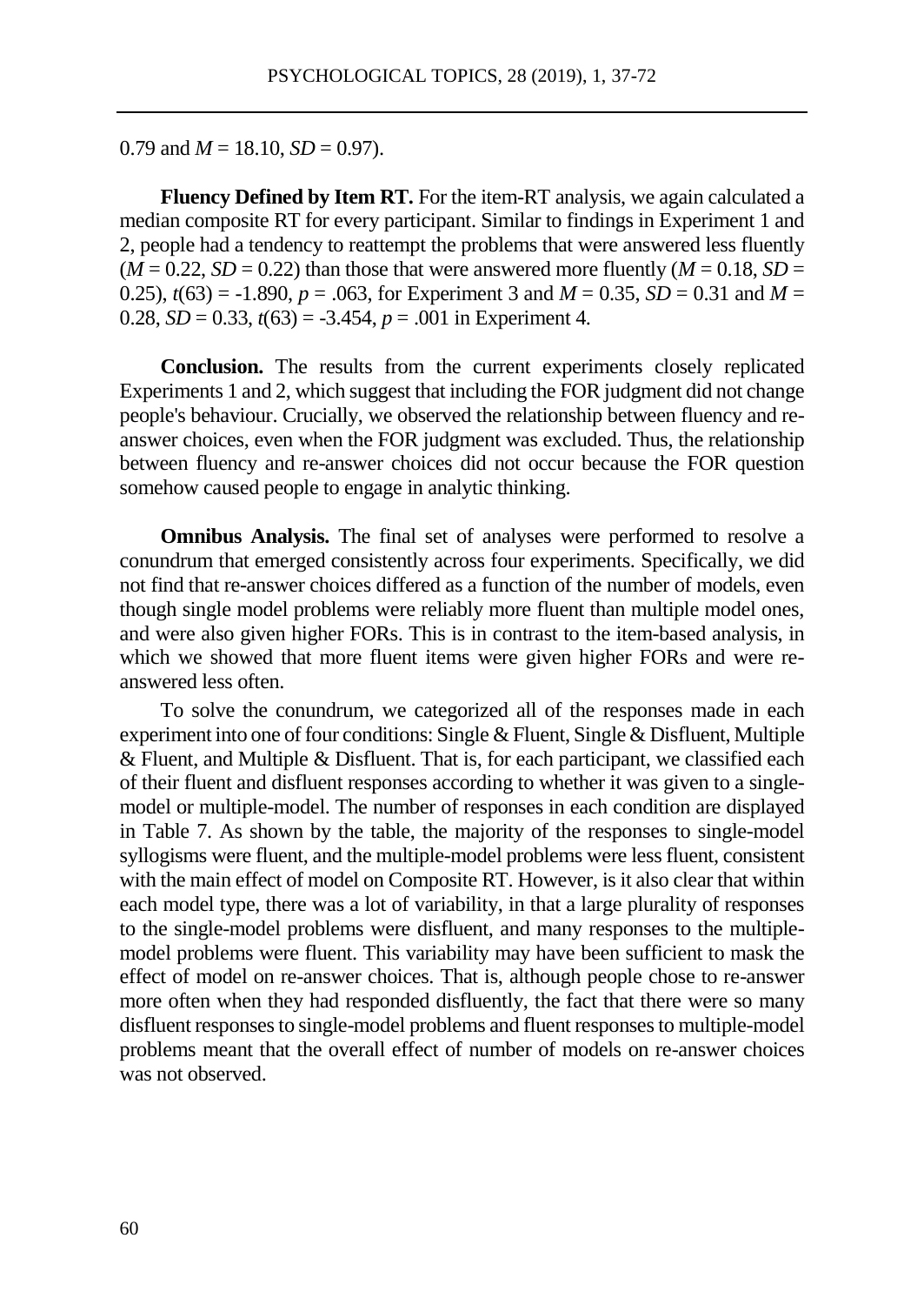0.79 and $M = 18.10$, $SD = 0.97$).

**Fluency Defined by Item RT.** For the item-RT analysis, we again calculated a median composite RT for every participant. Similar to findings in Experiment 1 and 2, people had a tendency to reattempt the problems that were answered less fluently ($M = 0.22$, $SD = 0.22$) than those that were answered more fluently ($M = 0.18$, $SD = 0.25$), $t(63) = -1.890$, $p = .063$, for Experiment 3 and $M = 0.35$, $SD = 0.31$ and $M = 0.28$, $SD = 0.33$, $t(63) = -3.454$, $p = .001$ in Experiment 4.

**Conclusion.** The results from the current experiments closely replicated Experiments 1 and 2, which suggest that including the FOR judgment did not change people's behaviour. Crucially, we observed the relationship between fluency and re-answer choices, even when the FOR judgment was excluded. Thus, the relationship between fluency and re-answer choices did not occur because the FOR question somehow caused people to engage in analytic thinking.

**Omnibus Analysis.** The final set of analyses were performed to resolve a conundrum that emerged consistently across four experiments. Specifically, we did not find that re-answer choices differed as a function of the number of models, even though single model problems were reliably more fluent than multiple model ones, and were also given higher FORs. This is in contrast to the item-based analysis, in which we showed that more fluent items were given higher FORs and were re-answered less often.

To solve the conundrum, we categorized all of the responses made in each experiment into one of four conditions: Single & Fluent, Single & Disfluent, Multiple & Fluent, and Multiple & Disfluent. That is, for each participant, we classified each of their fluent and disfluent responses according to whether it was given to a single-model or multiple-model. The number of responses in each condition are displayed in Table 7. As shown by the table, the majority of the responses to single-model syllogisms were fluent, and the multiple-model problems were less fluent, consistent with the main effect of model on Composite RT. However, is it also clear that within each model type, there was a lot of variability, in that a large plurality of responses to the single-model problems were disfluent, and many responses to the multiple-model problems were fluent. This variability may have been sufficient to mask the effect of model on re-answer choices. That is, although people chose to re-answer more often when they had responded disfluently, the fact that there were so many disfluent responses to single-model problems and fluent responses to multiple-model problems meant that the overall effect of number of models on re-answer choices was not observed.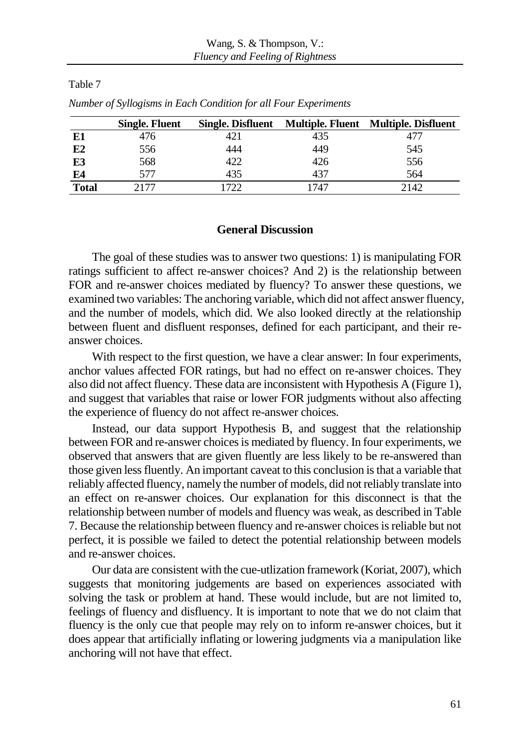Table 7

*Number of Syllogisms in Each Condition for all Four Experiments*

| | Single. Fluent | Single. Disfluent | Multiple. Fluent | Multiple. Disfluent |
|---|---|---|---|---|
| **E1** | 476 | 421 | 435 | 477 |
| **E2** | 556 | 444 | 449 | 545 |
| **E3** | 568 | 422 | 426 | 556 |
| **E4** | 577 | 435 | 437 | 564 |
| **Total** | 2177 | 1722 | 1747 | 2142 |

## General Discussion

The goal of these studies was to answer two questions: 1) is manipulating FOR ratings sufficient to affect re-answer choices? And 2) is the relationship between FOR and re-answer choices mediated by fluency? To answer these questions, we examined two variables: The anchoring variable, which did not affect answer fluency, and the number of models, which did. We also looked directly at the relationship between fluent and disfluent responses, defined for each participant, and their re-answer choices.

With respect to the first question, we have a clear answer: In four experiments, anchor values affected FOR ratings, but had no effect on re-answer choices. They also did not affect fluency. These data are inconsistent with Hypothesis A (Figure 1), and suggest that variables that raise or lower FOR judgments without also affecting the experience of fluency do not affect re-answer choices.

Instead, our data support Hypothesis B, and suggest that the relationship between FOR and re-answer choices is mediated by fluency. In four experiments, we observed that answers that are given fluently are less likely to be re-answered than those given less fluently. An important caveat to this conclusion is that a variable that reliably affected fluency, namely the number of models, did not reliably translate into an effect on re-answer choices. Our explanation for this disconnect is that the relationship between number of models and fluency was weak, as described in Table 7. Because the relationship between fluency and re-answer choices is reliable but not perfect, it is possible we failed to detect the potential relationship between models and re-answer choices.

Our data are consistent with the cue-utlization framework (Koriat, 2007), which suggests that monitoring judgements are based on experiences associated with solving the task or problem at hand. These would include, but are not limited to, feelings of fluency and disfluency. It is important to note that we do not claim that fluency is the only cue that people may rely on to inform re-answer choices, but it does appear that artificially inflating or lowering judgments via a manipulation like anchoring will not have that effect.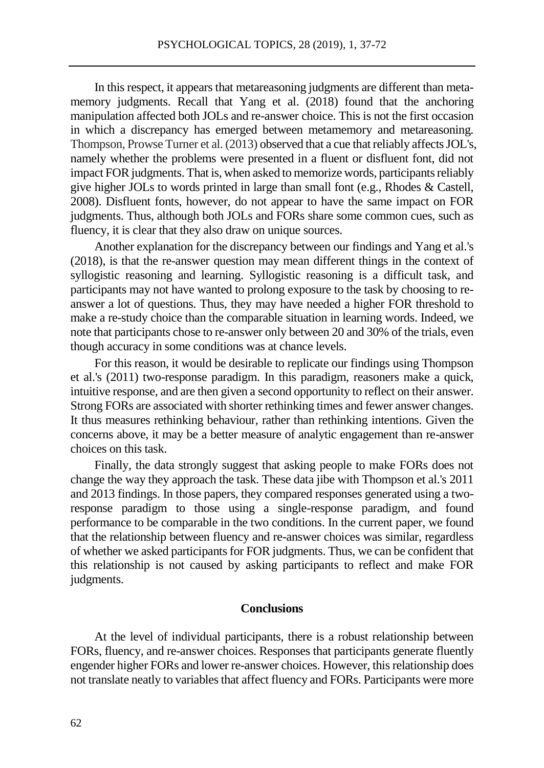In this respect, it appears that metareasoning judgments are different than metamemory judgments. Recall that Yang et al. (2018) found that the anchoring manipulation affected both JOLs and re-answer choice. This is not the first occasion in which a discrepancy has emerged between metamemory and metareasoning. Thompson, Prowse Turner et al. (2013) observed that a cue that reliably affects JOL's, namely whether the problems were presented in a fluent or disfluent font, did not impact FOR judgments. That is, when asked to memorize words, participants reliably give higher JOLs to words printed in large than small font (e.g., Rhodes & Castell, 2008). Disfluent fonts, however, do not appear to have the same impact on FOR judgments. Thus, although both JOLs and FORs share some common cues, such as fluency, it is clear that they also draw on unique sources.

Another explanation for the discrepancy between our findings and Yang et al.'s (2018), is that the re-answer question may mean different things in the context of syllogistic reasoning and learning. Syllogistic reasoning is a difficult task, and participants may not have wanted to prolong exposure to the task by choosing to re-answer a lot of questions. Thus, they may have needed a higher FOR threshold to make a re-study choice than the comparable situation in learning words. Indeed, we note that participants chose to re-answer only between 20 and 30% of the trials, even though accuracy in some conditions was at chance levels.

For this reason, it would be desirable to replicate our findings using Thompson et al.'s (2011) two-response paradigm. In this paradigm, reasoners make a quick, intuitive response, and are then given a second opportunity to reflect on their answer. Strong FORs are associated with shorter rethinking times and fewer answer changes. It thus measures rethinking behaviour, rather than rethinking intentions. Given the concerns above, it may be a better measure of analytic engagement than re-answer choices on this task.

Finally, the data strongly suggest that asking people to make FORs does not change the way they approach the task. These data jibe with Thompson et al.'s 2011 and 2013 findings. In those papers, they compared responses generated using a two-response paradigm to those using a single-response paradigm, and found performance to be comparable in the two conditions. In the current paper, we found that the relationship between fluency and re-answer choices was similar, regardless of whether we asked participants for FOR judgments. Thus, we can be confident that this relationship is not caused by asking participants to reflect and make FOR judgments.

## Conclusions

At the level of individual participants, there is a robust relationship between FORs, fluency, and re-answer choices. Responses that participants generate fluently engender higher FORs and lower re-answer choices. However, this relationship does not translate neatly to variables that affect fluency and FORs. Participants were more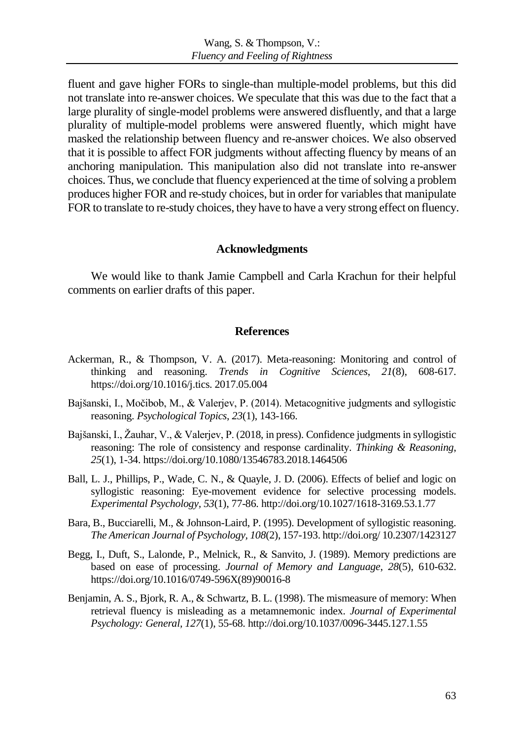fluent and gave higher FORs to single-than multiple-model problems, but this did not translate into re-answer choices. We speculate that this was due to the fact that a large plurality of single-model problems were answered disfluently, and that a large plurality of multiple-model problems were answered fluently, which might have masked the relationship between fluency and re-answer choices. We also observed that it is possible to affect FOR judgments without affecting fluency by means of an anchoring manipulation. This manipulation also did not translate into re-answer choices. Thus, we conclude that fluency experienced at the time of solving a problem produces higher FOR and re-study choices, but in order for variables that manipulate FOR to translate to re-study choices, they have to have a very strong effect on fluency.

## Acknowledgments

We would like to thank Jamie Campbell and Carla Krachun for their helpful comments on earlier drafts of this paper.

## References

Ackerman, R., & Thompson, V. A. (2017). Meta-reasoning: Monitoring and control of thinking and reasoning. *Trends in Cognitive Sciences*, *21*(8), 608-617. https://doi.org/10.1016/j.tics. 2017.05.004

Bajšanski, I., Močibob, M., & Valerjev, P. (2014). Metacognitive judgments and syllogistic reasoning. *Psychological Topics*, *23*(1), 143-166.

Bajšanski, I., Žauhar, V., & Valerjev, P. (2018, in press). Confidence judgments in syllogistic reasoning: The role of consistency and response cardinality. *Thinking & Reasoning*, *25*(1), 1-34. https://doi.org/10.1080/13546783.2018.1464506

Ball, L. J., Phillips, P., Wade, C. N., & Quayle, J. D. (2006). Effects of belief and logic on syllogistic reasoning: Eye-movement evidence for selective processing models. *Experimental Psychology*, *53*(1), 77-86. http://doi.org/10.1027/1618-3169.53.1.77

Bara, B., Bucciarelli, M., & Johnson-Laird, P. (1995). Development of syllogistic reasoning. *The American Journal of Psychology, 108*(2), 157-193. http://doi.org/ 10.2307/1423127

Begg, I., Duft, S., Lalonde, P., Melnick, R., & Sanvito, J. (1989). Memory predictions are based on ease of processing. *Journal of Memory and Language*, *28*(5), 610-632. https://doi.org/10.1016/0749-596X(89)90016-8

Benjamin, A. S., Bjork, R. A., & Schwartz, B. L. (1998). The mismeasure of memory: When retrieval fluency is misleading as a metamnemonic index. *Journal of Experimental Psychology: General, 127*(1), 55-68. http://doi.org/10.1037/0096-3445.127.1.55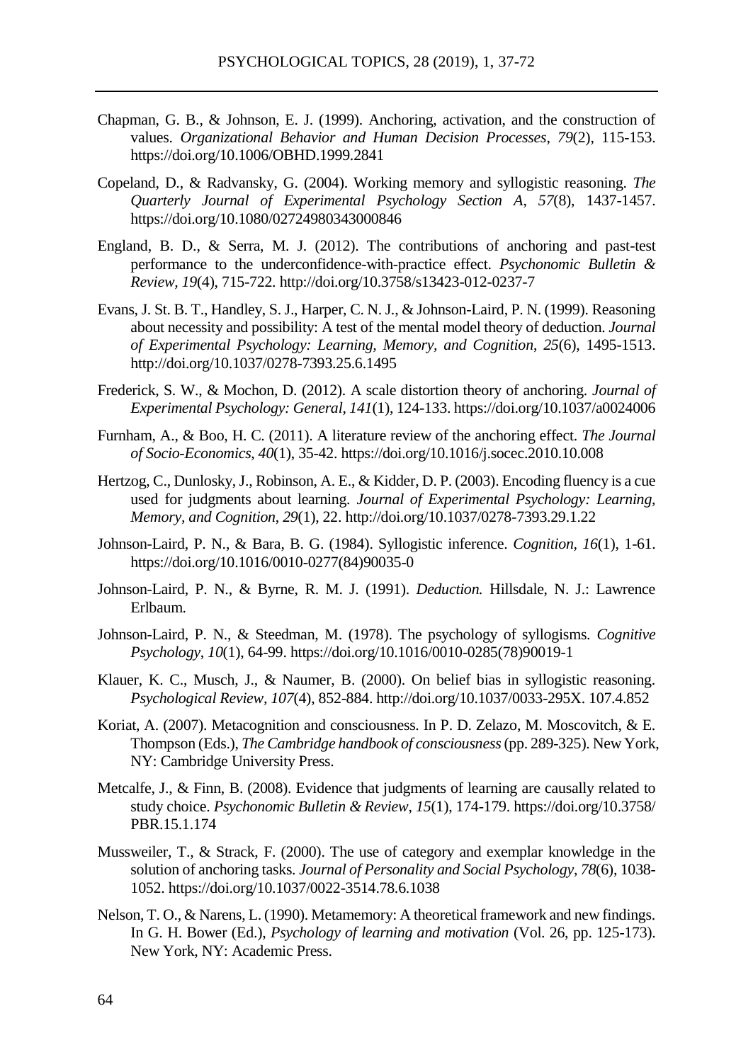Chapman, G. B., & Johnson, E. J. (1999). Anchoring, activation, and the construction of values. *Organizational Behavior and Human Decision Processes*, *79*(2), 115-153. https://doi.org/10.1006/OBHD.1999.2841

Copeland, D., & Radvansky, G. (2004). Working memory and syllogistic reasoning. *The Quarterly Journal of Experimental Psychology Section A*, *57*(8), 1437-1457. https://doi.org/10.1080/02724980343000846

England, B. D., & Serra, M. J. (2012). The contributions of anchoring and past-test performance to the underconfidence-with-practice effect. *Psychonomic Bulletin & Review, 19*(4), 715-722. http://doi.org/10.3758/s13423-012-0237-7

Evans, J. St. B. T., Handley, S. J., Harper, C. N. J., & Johnson-Laird, P. N. (1999). Reasoning about necessity and possibility: A test of the mental model theory of deduction. *Journal of Experimental Psychology: Learning, Memory, and Cognition*, *25*(6), 1495-1513. http://doi.org/10.1037/0278-7393.25.6.1495

Frederick, S. W., & Mochon, D. (2012). A scale distortion theory of anchoring. *Journal of Experimental Psychology: General*, *141*(1), 124-133. https://doi.org/10.1037/a0024006

Furnham, A., & Boo, H. C. (2011). A literature review of the anchoring effect. *The Journal of Socio-Economics*, *40*(1), 35-42. https://doi.org/10.1016/j.socec.2010.10.008

Hertzog, C., Dunlosky, J., Robinson, A. E., & Kidder, D. P. (2003). Encoding fluency is a cue used for judgments about learning. *Journal of Experimental Psychology: Learning, Memory, and Cognition*, *29*(1), 22. http://doi.org/10.1037/0278-7393.29.1.22

Johnson-Laird, P. N., & Bara, B. G. (1984). Syllogistic inference. *Cognition, 16*(1), 1-61. https://doi.org/10.1016/0010-0277(84)90035-0

Johnson-Laird, P. N., & Byrne, R. M. J. (1991). *Deduction.* Hillsdale, N. J.: Lawrence Erlbaum.

Johnson-Laird, P. N., & Steedman, M. (1978). The psychology of syllogisms. *Cognitive Psychology*, *10*(1), 64-99. https://doi.org/10.1016/0010-0285(78)90019-1

Klauer, K. C., Musch, J., & Naumer, B. (2000). On belief bias in syllogistic reasoning. *Psychological Review*, *107*(4), 852-884. http://doi.org/10.1037/0033-295X. 107.4.852

Koriat, A. (2007). Metacognition and consciousness. In P. D. Zelazo, M. Moscovitch, & E. Thompson (Eds.), *The Cambridge handbook of consciousness* (pp. 289-325). New York, NY: Cambridge University Press.

Metcalfe, J., & Finn, B. (2008). Evidence that judgments of learning are causally related to study choice. *Psychonomic Bulletin & Review*, *15*(1), 174-179. https://doi.org/10.3758/PBR.15.1.174

Mussweiler, T., & Strack, F. (2000). The use of category and exemplar knowledge in the solution of anchoring tasks. *Journal of Personality and Social Psychology*, *78*(6), 1038-1052. https://doi.org/10.1037/0022-3514.78.6.1038

Nelson, T. O., & Narens, L. (1990). Metamemory: A theoretical framework and new findings. In G. H. Bower (Ed.), *Psychology of learning and motivation* (Vol. 26, pp. 125-173). New York, NY: Academic Press.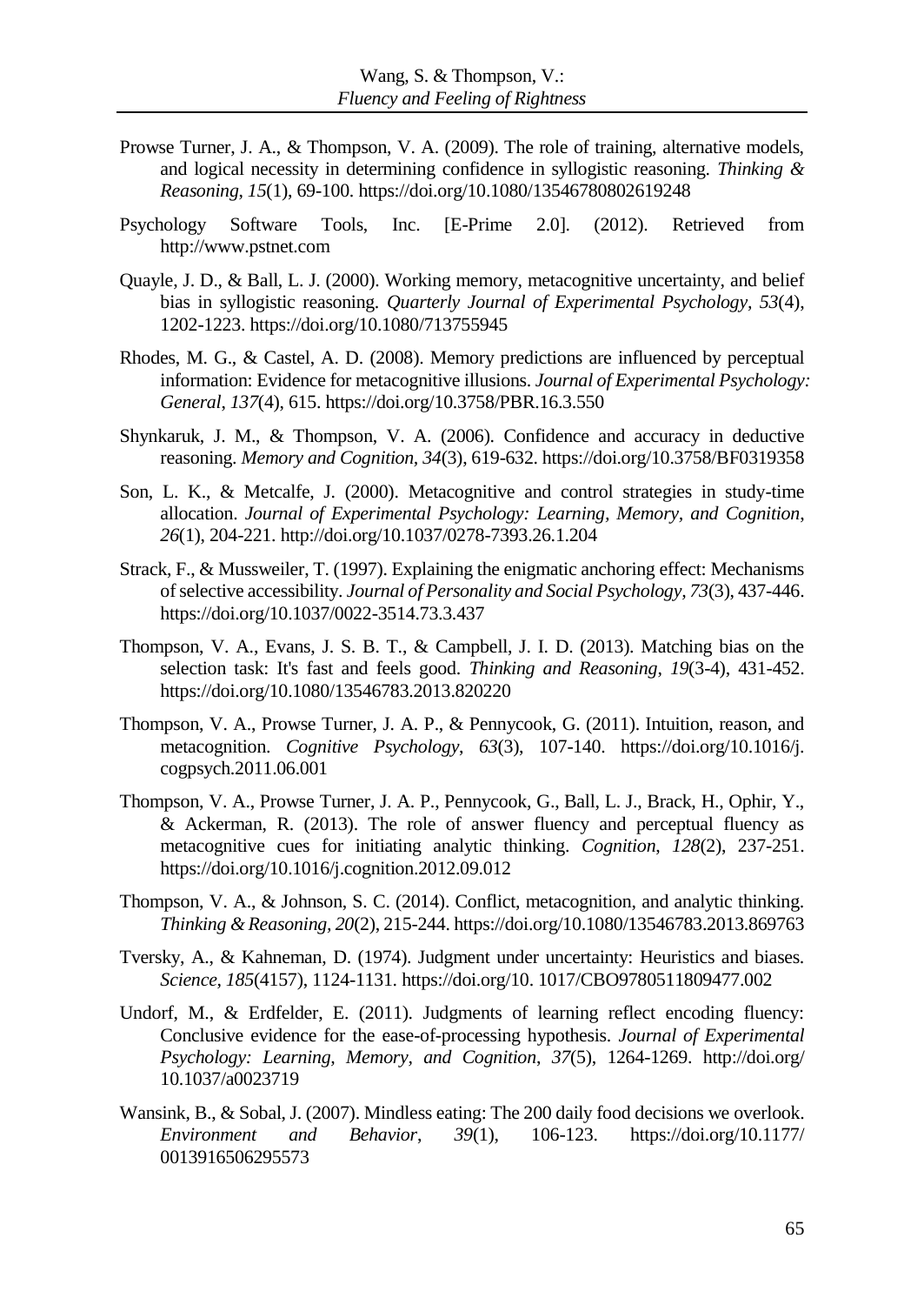Prowse Turner, J. A., & Thompson, V. A. (2009). The role of training, alternative models, and logical necessity in determining confidence in syllogistic reasoning. *Thinking & Reasoning*, *15*(1), 69-100. https://doi.org/10.1080/13546780802619248

Psychology Software Tools, Inc. [E-Prime 2.0]. (2012). Retrieved from http://www.pstnet.com

Quayle, J. D., & Ball, L. J. (2000). Working memory, metacognitive uncertainty, and belief bias in syllogistic reasoning. *Quarterly Journal of Experimental Psychology, 53*(4), 1202-1223. https://doi.org/10.1080/713755945

Rhodes, M. G., & Castel, A. D. (2008). Memory predictions are influenced by perceptual information: Evidence for metacognitive illusions. *Journal of Experimental Psychology: General*, *137*(4), 615. https://doi.org/10.3758/PBR.16.3.550

Shynkaruk, J. M., & Thompson, V. A. (2006). Confidence and accuracy in deductive reasoning. *Memory and Cognition, 34*(3), 619-632. https://doi.org/10.3758/BF0319358

Son, L. K., & Metcalfe, J. (2000). Metacognitive and control strategies in study-time allocation. *Journal of Experimental Psychology: Learning, Memory, and Cognition*, *26*(1), 204-221. http://doi.org/10.1037/0278-7393.26.1.204

Strack, F., & Mussweiler, T. (1997). Explaining the enigmatic anchoring effect: Mechanisms of selective accessibility. *Journal of Personality and Social Psychology, 73*(3), 437-446. https://doi.org/10.1037/0022-3514.73.3.437

Thompson, V. A., Evans, J. S. B. T., & Campbell, J. I. D. (2013). Matching bias on the selection task: It's fast and feels good. *Thinking and Reasoning*, *19*(3-4), 431-452. https://doi.org/10.1080/13546783.2013.820220

Thompson, V. A., Prowse Turner, J. A. P., & Pennycook, G. (2011). Intuition, reason, and metacognition. *Cognitive Psychology*, *63*(3), 107-140. https://doi.org/10.1016/j.cogpsych.2011.06.001

Thompson, V. A., Prowse Turner, J. A. P., Pennycook, G., Ball, L. J., Brack, H., Ophir, Y., & Ackerman, R. (2013). The role of answer fluency and perceptual fluency as metacognitive cues for initiating analytic thinking. *Cognition*, *128*(2), 237-251. https://doi.org/10.1016/j.cognition.2012.09.012

Thompson, V. A., & Johnson, S. C. (2014). Conflict, metacognition, and analytic thinking. *Thinking & Reasoning, 20*(2), 215-244. https://doi.org/10.1080/13546783.2013.869763

Tversky, A., & Kahneman, D. (1974). Judgment under uncertainty: Heuristics and biases. *Science, 185*(4157), 1124-1131. https://doi.org/10. 1017/CBO9780511809477.002

Undorf, M., & Erdfelder, E. (2011). Judgments of learning reflect encoding fluency: Conclusive evidence for the ease-of-processing hypothesis. *Journal of Experimental Psychology: Learning, Memory, and Cognition*, *37*(5), 1264-1269. http://doi.org/10.1037/a0023719

Wansink, B., & Sobal, J. (2007). Mindless eating: The 200 daily food decisions we overlook. *Environment and Behavior*, *39*(1), 106-123. https://doi.org/10.1177/0013916506295573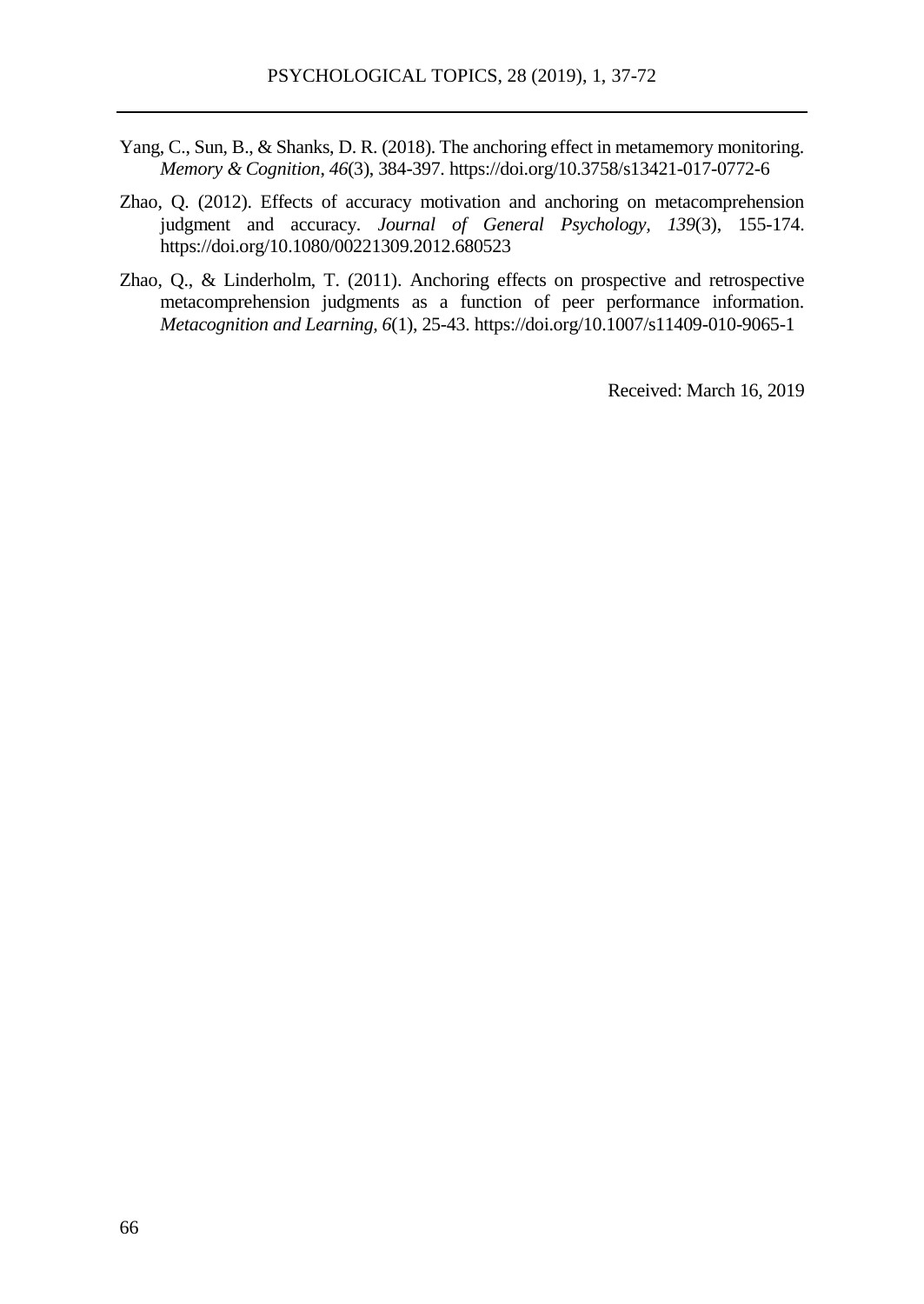Yang, C., Sun, B., & Shanks, D. R. (2018). The anchoring effect in metamemory monitoring. *Memory & Cognition*, *46*(3), 384-397. https://doi.org/10.3758/s13421-017-0772-6

Zhao, Q. (2012). Effects of accuracy motivation and anchoring on metacomprehension judgment and accuracy. *Journal of General Psychology*, *139*(3), 155-174. https://doi.org/10.1080/00221309.2012.680523

Zhao, Q., & Linderholm, T. (2011). Anchoring effects on prospective and retrospective metacomprehension judgments as a function of peer performance information. *Metacognition and Learning*, *6*(1), 25-43. https://doi.org/10.1007/s11409-010-9065-1

Received: March 16, 2019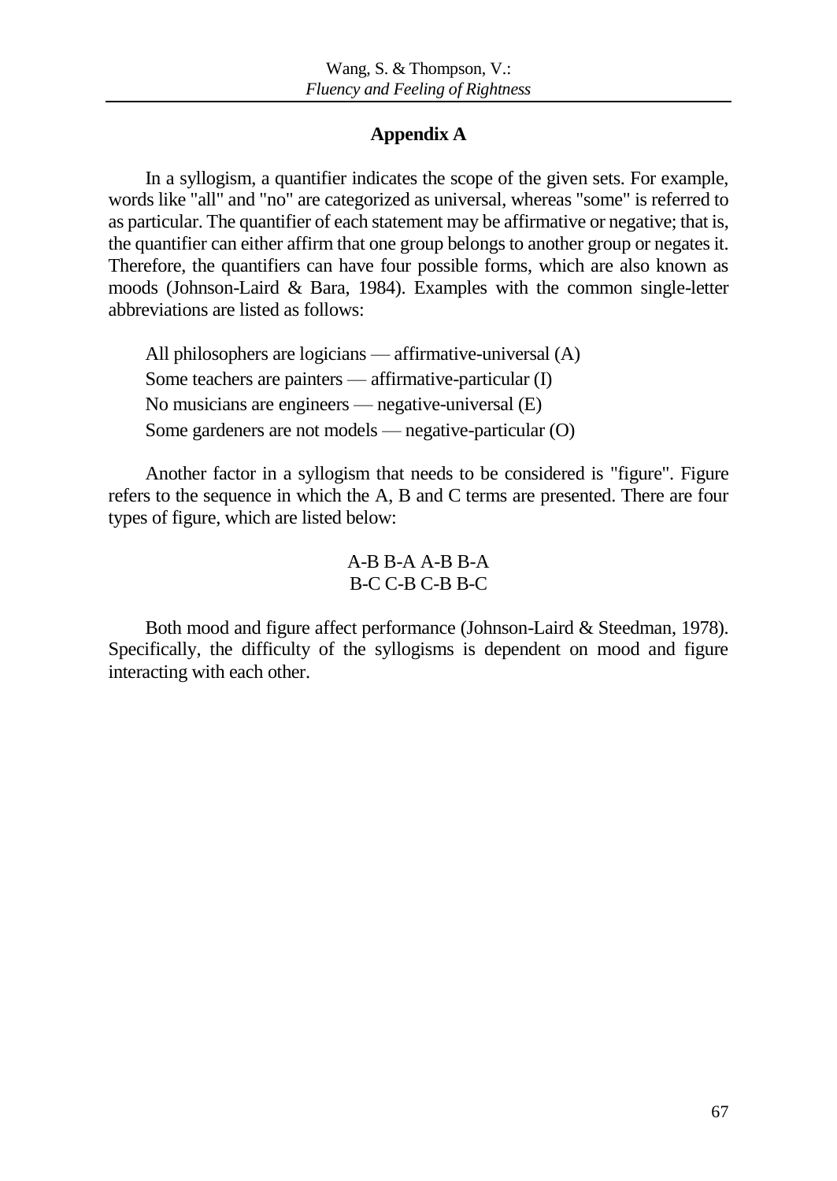## Appendix A

In a syllogism, a quantifier indicates the scope of the given sets. For example, words like "all" and "no" are categorized as universal, whereas "some" is referred to as particular. The quantifier of each statement may be affirmative or negative; that is, the quantifier can either affirm that one group belongs to another group or negates it. Therefore, the quantifiers can have four possible forms, which are also known as moods (Johnson-Laird & Bara, 1984). Examples with the common single-letter abbreviations are listed as follows:

All philosophers are logicians — affirmative-universal (A)
Some teachers are painters — affirmative-particular (I)
No musicians are engineers — negative-universal (E)
Some gardeners are not models — negative-particular (O)

Another factor in a syllogism that needs to be considered is "figure". Figure refers to the sequence in which the A, B and C terms are presented. There are four types of figure, which are listed below:

A-B B-A A-B B-A
B-C C-B C-B B-C

Both mood and figure affect performance (Johnson-Laird & Steedman, 1978). Specifically, the difficulty of the syllogisms is dependent on mood and figure interacting with each other.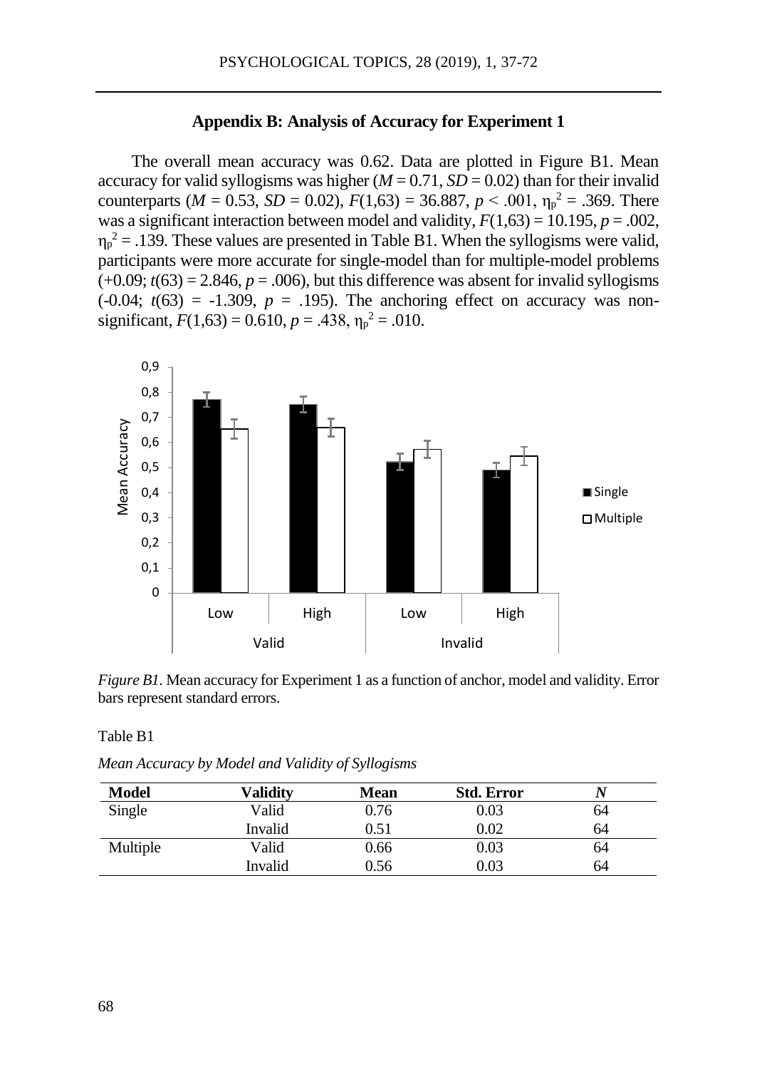## Appendix B: Analysis of Accuracy for Experiment 1

The overall mean accuracy was 0.62. Data are plotted in Figure B1. Mean accuracy for valid syllogisms was higher ($M = 0.71$, $SD = 0.02$) than for their invalid counterparts ($M = 0.53$, $SD = 0.02$), $F(1,63) = 36.887$, $p < .001$, $\eta_p^2 = .369$. There was a significant interaction between model and validity, $F(1,63) = 10.195$, $p = .002$, $\eta_p^2 = .139$. These values are presented in Table B1. When the syllogisms were valid, participants were more accurate for single-model than for multiple-model problems (+0.09; $t(63) = 2.846$, $p = .006$), but this difference was absent for invalid syllogisms (-0.04; $t(63) = -1.309$, $p = .195$). The anchoring effect on accuracy was non-significant, $F(1,63) = 0.610$, $p = .438$, $\eta_p^2 = .010$.

*Figure B1.* Mean accuracy for Experiment 1 as a function of anchor, model and validity. Error bars represent standard errors.

Table B1

*Mean Accuracy by Model and Validity of Syllogisms*

| Model | Validity | Mean | Std. Error | *N* |
|---|---|---|---|---|
| Single | Valid | 0.76 | 0.03 | 64 |
| | Invalid | 0.51 | 0.02 | 64 |
| Multiple | Valid | 0.66 | 0.03 | 64 |
| | Invalid | 0.56 | 0.03 | 64 |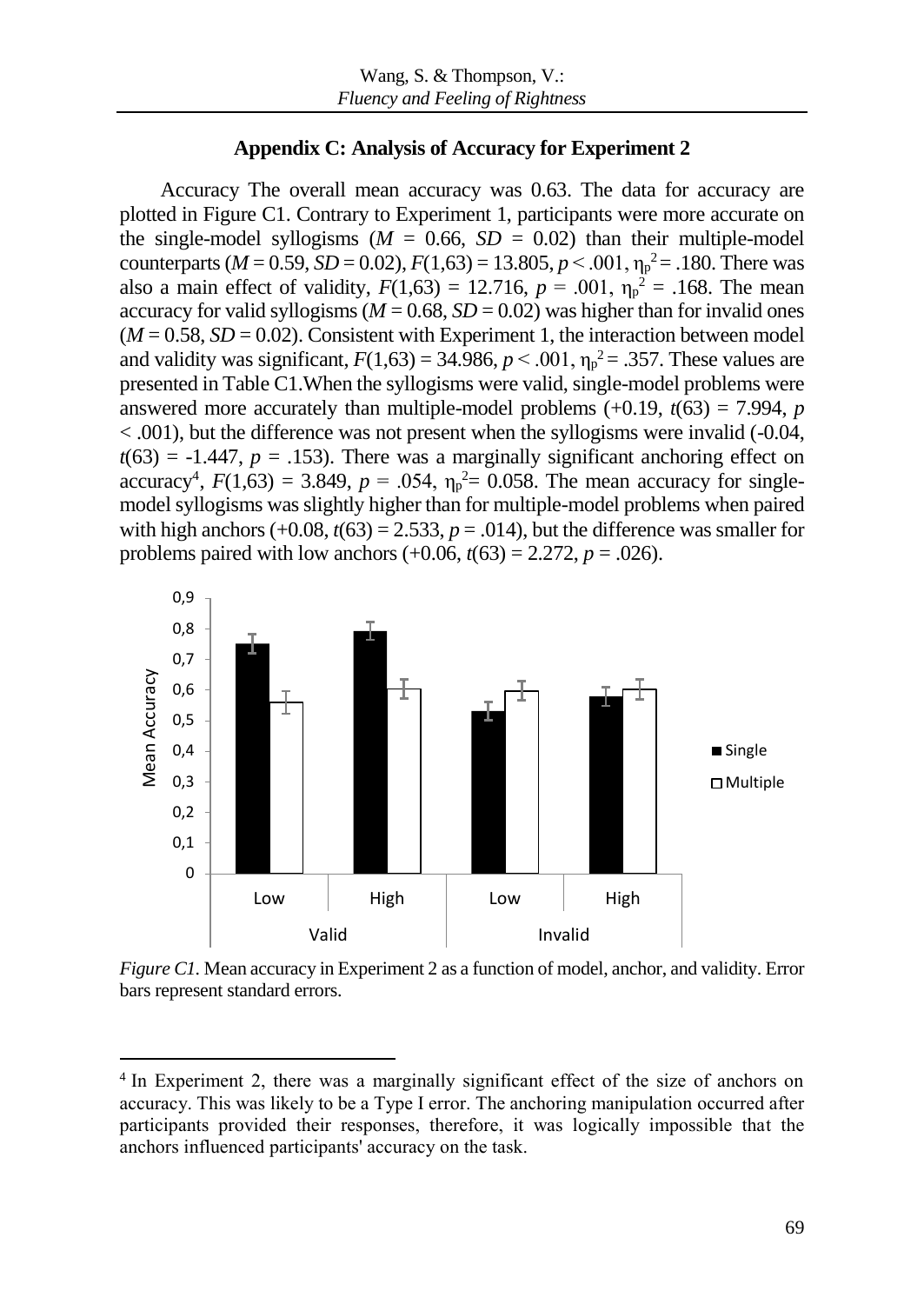## Appendix C: Analysis of Accuracy for Experiment 2

Accuracy The overall mean accuracy was 0.63. The data for accuracy are plotted in Figure C1. Contrary to Experiment 1, participants were more accurate on the single-model syllogisms ($M$ = 0.66, $SD$ = 0.02) than their multiple-model counterparts ($M$ = 0.59, $SD$ = 0.02), $F(1,63) = 13.805$, $p < .001$, $\eta_p^2 = .180$. There was also a main effect of validity, $F(1,63) = 12.716$, $p = .001$, $\eta_p^2 = .168$. The mean accuracy for valid syllogisms ($M$ = 0.68, $SD$ = 0.02) was higher than for invalid ones ($M$ = 0.58, $SD$ = 0.02). Consistent with Experiment 1, the interaction between model and validity was significant, $F(1,63) = 34.986$, $p < .001$, $\eta_p^2 = .357$. These values are presented in Table C1.When the syllogisms were valid, single-model problems were answered more accurately than multiple-model problems (+0.19, $t(63) = 7.994$, $p < .001$), but the difference was not present when the syllogisms were invalid (-0.04, $t(63) = -1.447$, $p = .153$). There was a marginally significant anchoring effect on accuracy[4], $F(1,63) = 3.849$, $p = .054$, $\eta_p^2 = 0.058$. The mean accuracy for single-model syllogisms was slightly higher than for multiple-model problems when paired with high anchors (+0.08, $t(63) = 2.533$, $p = .014$), but the difference was smaller for problems paired with low anchors (+0.06, $t(63) = 2.272$, $p = .026$).

*Figure C1.* Mean accuracy in Experiment 2 as a function of model, anchor, and validity. Error bars represent standard errors.

[4] In Experiment 2, there was a marginally significant effect of the size of anchors on accuracy. This was likely to be a Type I error. The anchoring manipulation occurred after participants provided their responses, therefore, it was logically impossible that the anchors influenced participants' accuracy on the task.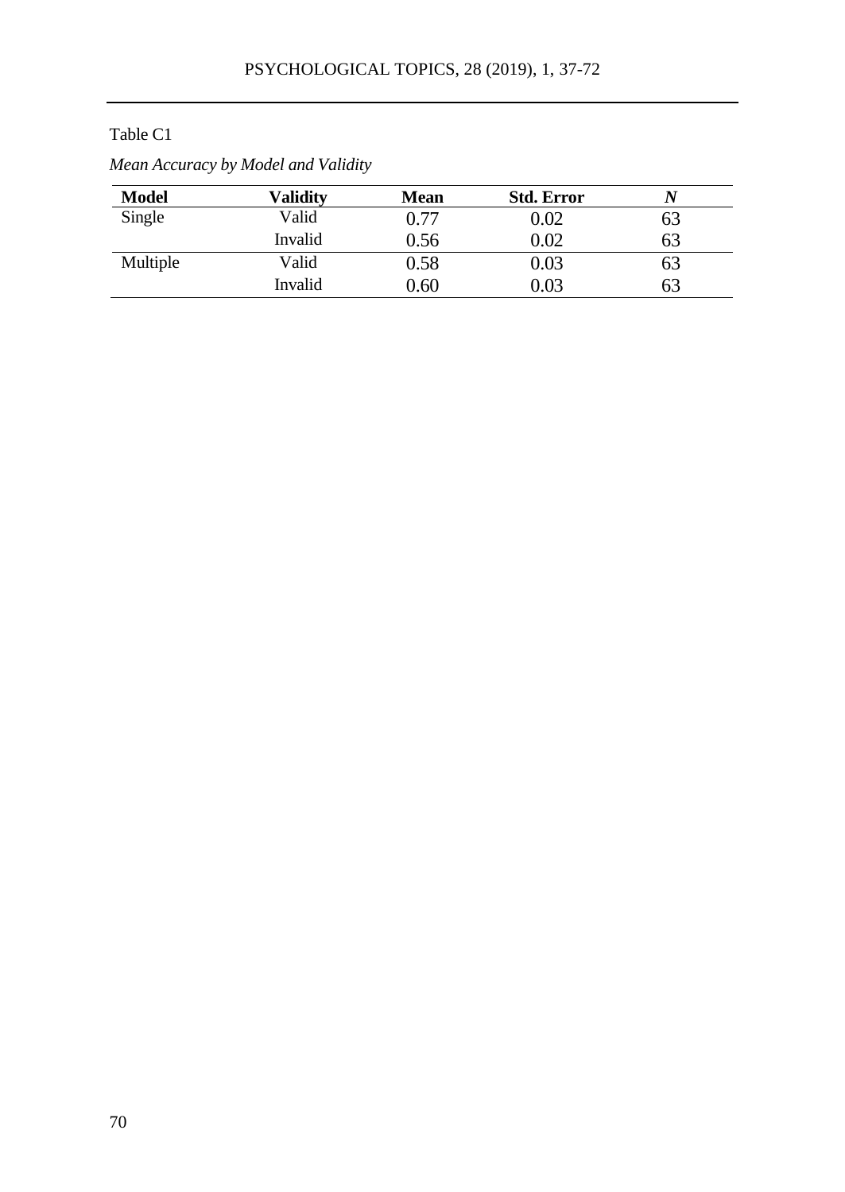Table C1

*Mean Accuracy by Model and Validity*

| Model | Validity | Mean | Std. Error | *N* |
|---|---|---|---|---|
| Single | Valid | 0.77 | 0.02 | 63 |
| | Invalid | 0.56 | 0.02 | 63 |
| Multiple | Valid | 0.58 | 0.03 | 63 |
| | Invalid | 0.60 | 0.03 | 63 |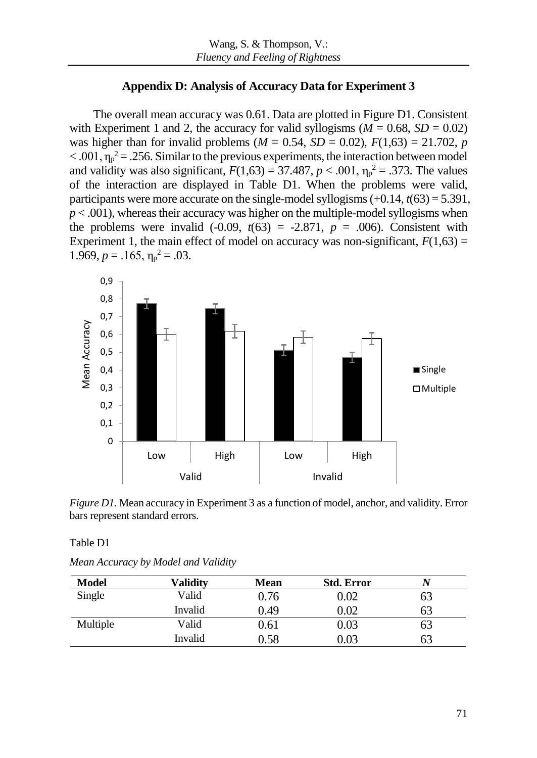## Appendix D: Analysis of Accuracy Data for Experiment 3

The overall mean accuracy was 0.61. Data are plotted in Figure D1. Consistent with Experiment 1 and 2, the accuracy for valid syllogisms ($M$ = 0.68, $SD$ = 0.02) was higher than for invalid problems ($M$ = 0.54, $SD$ = 0.02), $F(1,63) = 21.702$, $p < .001$, $\eta_p^2 = .256$. Similar to the previous experiments, the interaction between model and validity was also significant, $F(1,63) = 37.487$, $p < .001$, $\eta_p^2 = .373$. The values of the interaction are displayed in Table D1. When the problems were valid, participants were more accurate on the single-model syllogisms (+0.14, $t(63) = 5.391$, $p < .001$), whereas their accuracy was higher on the multiple-model syllogisms when the problems were invalid (-0.09, $t(63) = -2.871$, $p = .006$). Consistent with Experiment 1, the main effect of model on accuracy was non-significant, $F(1,63) = 1.969$, $p = .165$, $\eta_p^2 = .03$.

*Figure D1.* Mean accuracy in Experiment 3 as a function of model, anchor, and validity. Error bars represent standard errors.

Table D1

*Mean Accuracy by Model and Validity*

| Model | Validity | Mean | Std. Error | *N* |
|---|---|---|---|---|
| Single | Valid | 0.76 | 0.02 | 63 |
| | Invalid | 0.49 | 0.02 | 63 |
| Multiple | Valid | 0.61 | 0.03 | 63 |
| | Invalid | 0.58 | 0.03 | 63 |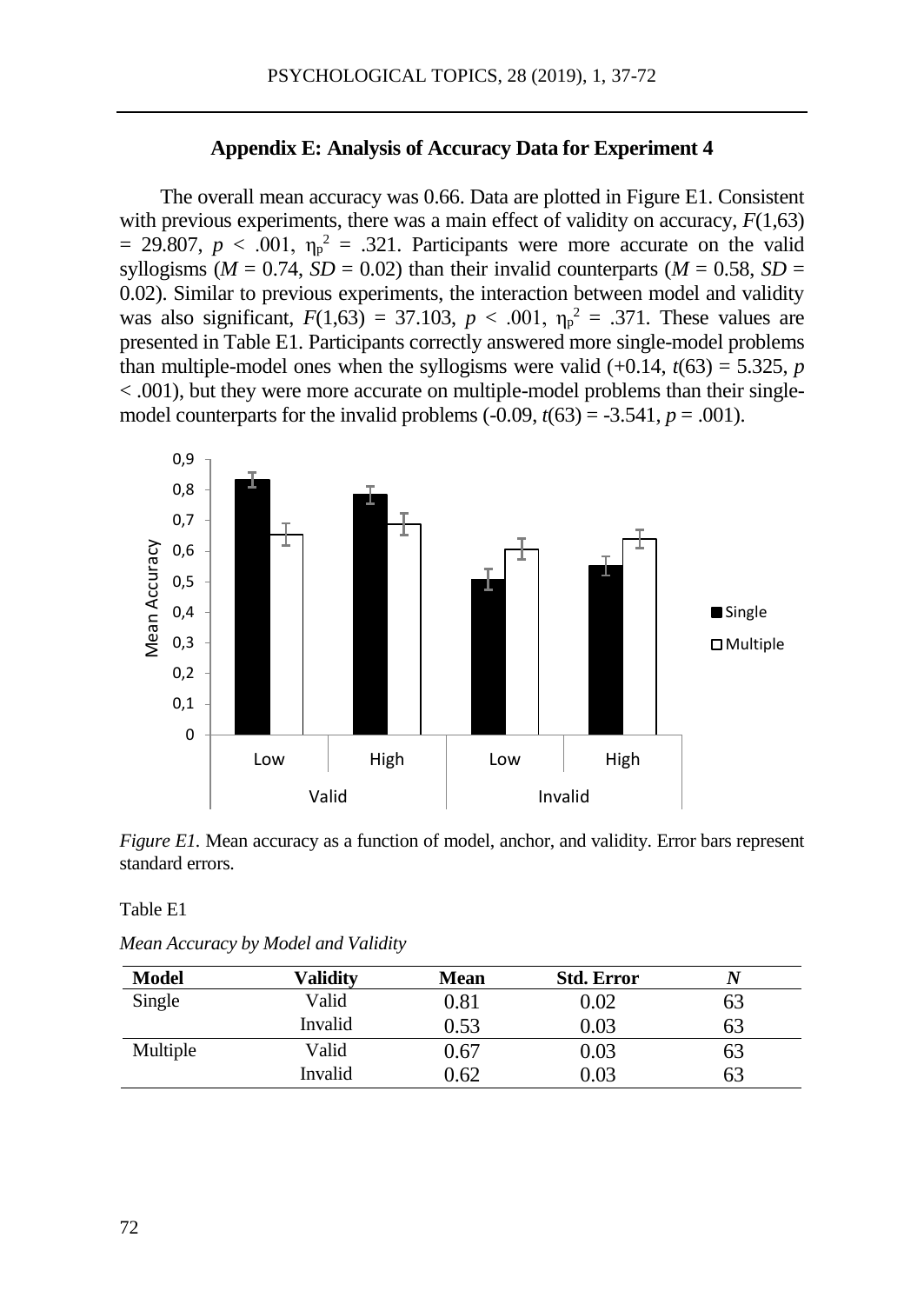## Appendix E: Analysis of Accuracy Data for Experiment 4

The overall mean accuracy was 0.66. Data are plotted in Figure E1. Consistent with previous experiments, there was a main effect of validity on accuracy, $F(1,63) = 29.807$, $p < .001$, $\eta_p^2 = .321$. Participants were more accurate on the valid syllogisms ($M = 0.74$, $SD = 0.02$) than their invalid counterparts ($M = 0.58$, $SD = 0.02$). Similar to previous experiments, the interaction between model and validity was also significant, $F(1,63) = 37.103$, $p < .001$, $\eta_p^2 = .371$. These values are presented in Table E1. Participants correctly answered more single-model problems than multiple-model ones when the syllogisms were valid (+0.14, $t(63) = 5.325$, $p < .001$), but they were more accurate on multiple-model problems than their single-model counterparts for the invalid problems (-0.09, $t(63) = -3.541$, $p = .001$).

Mean Accuracy

0,9
0,8
0,7
0,6
0,5
0,4
0,3
0,2
0,1
0

Low
High
Low
High

Valid
Invalid

Single
Multiple

*Figure E1.* Mean accuracy as a function of model, anchor, and validity. Error bars represent standard errors.

Table E1

*Mean Accuracy by Model and Validity*

| Model | Validity | Mean | Std. Error | *N* |
|---|---|---|---|---|
| Single | Valid | 0.81 | 0.02 | 63 |
| | Invalid | 0.53 | 0.03 | 63 |
| Multiple | Valid | 0.67 | 0.03 | 63 |
| | Invalid | 0.62 | 0.03 | 63 |